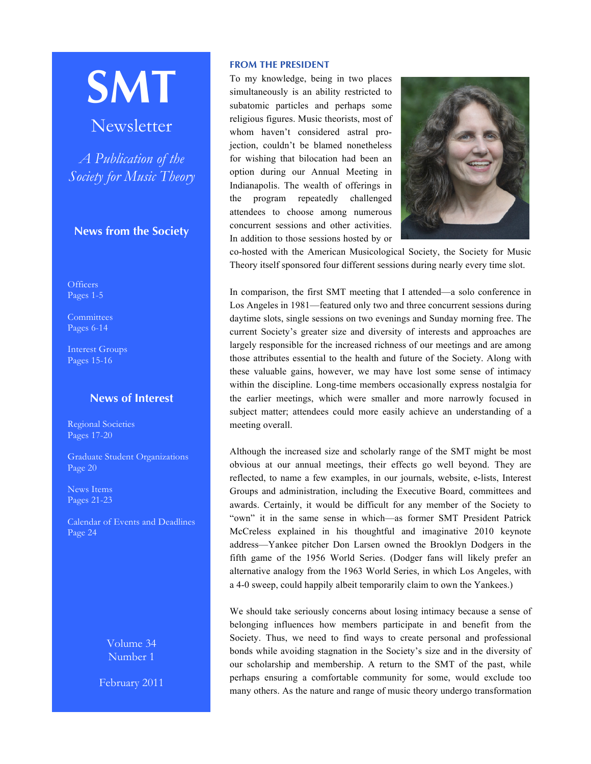# SMT

## Newsletter

*A Publication of the Society for Music Theory*

### News from the Society

Officers
Pages 1-5

Committees
Pages 6-14

Interest Groups
Pages 15-16

### News of Interest

Regional Societies
Pages 17-20

Graduate Student Organizations
Page 20

News Items
Pages 21-23

Calendar of Events and Deadlines
Page 24

Volume 34
Number 1

February 2011

## FROM THE PRESIDENT

To my knowledge, being in two places simultaneously is an ability restricted to subatomic particles and perhaps some religious figures. Music theorists, most of whom haven't considered astral projection, couldn't be blamed nonetheless for wishing that bilocation had been an option during our Annual Meeting in Indianapolis. The wealth of offerings in the program repeatedly challenged attendees to choose among numerous concurrent sessions and other activities. In addition to those sessions hosted by or co-hosted with the American Musicological Society, the Society for Music Theory itself sponsored four different sessions during nearly every time slot.

In comparison, the first SMT meeting that I attended—a solo conference in Los Angeles in 1981—featured only two and three concurrent sessions during daytime slots, single sessions on two evenings and Sunday morning free. The current Society's greater size and diversity of interests and approaches are largely responsible for the increased richness of our meetings and are among those attributes essential to the health and future of the Society. Along with these valuable gains, however, we may have lost some sense of intimacy within the discipline. Long-time members occasionally express nostalgia for the earlier meetings, which were smaller and more narrowly focused in subject matter; attendees could more easily achieve an understanding of a meeting overall.

Although the increased size and scholarly range of the SMT might be most obvious at our annual meetings, their effects go well beyond. They are reflected, to name a few examples, in our journals, website, e-lists, Interest Groups and administration, including the Executive Board, committees and awards. Certainly, it would be difficult for any member of the Society to "own" it in the same sense in which—as former SMT President Patrick McCreless explained in his thoughtful and imaginative 2010 keynote address—Yankee pitcher Don Larsen owned the Brooklyn Dodgers in the fifth game of the 1956 World Series. (Dodger fans will likely prefer an alternative analogy from the 1963 World Series, in which Los Angeles, with a 4-0 sweep, could happily albeit temporarily claim to own the Yankees.)

We should take seriously concerns about losing intimacy because a sense of belonging influences how members participate in and benefit from the Society. Thus, we need to find ways to create personal and professional bonds while avoiding stagnation in the Society's size and in the diversity of our scholarship and membership. A return to the SMT of the past, while perhaps ensuring a comfortable community for some, would exclude too many others. As the nature and range of music theory undergo transformation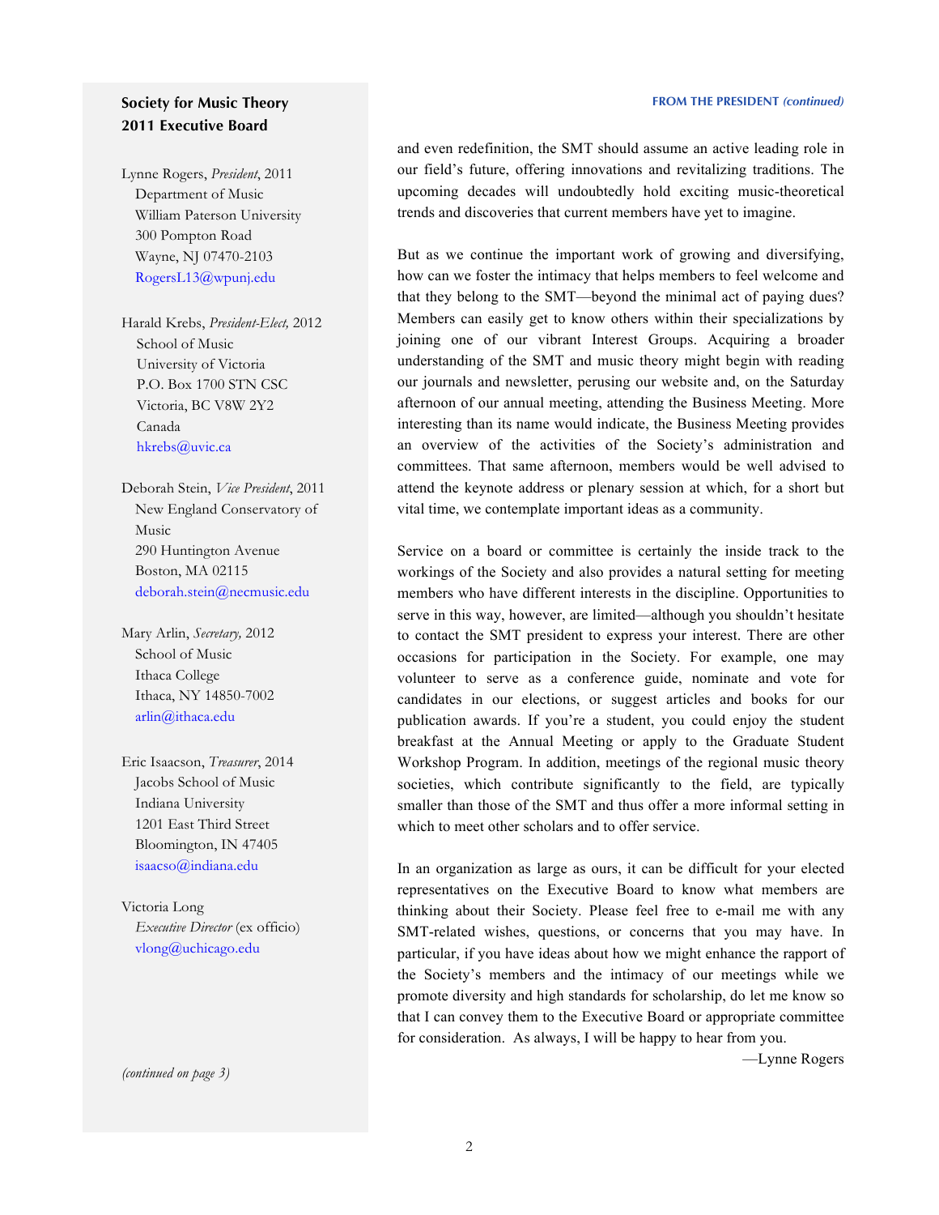## Society for Music Theory 2011 Executive Board

Lynne Rogers, *President*, 2011
Department of Music
William Paterson University
300 Pompton Road
Wayne, NJ 07470-2103
RogersL13@wpunj.edu

Harald Krebs, *President-Elect*, 2012
School of Music
University of Victoria
P.O. Box 1700 STN CSC
Victoria, BC V8W 2Y2
Canada
hkrebs@uvic.ca

Deborah Stein, *Vice President*, 2011
New England Conservatory of Music
290 Huntington Avenue
Boston, MA 02115
deborah.stein@necmusic.edu

Mary Arlin, *Secretary*, 2012
School of Music
Ithaca College
Ithaca, NY 14850-7002
arlin@ithaca.edu

Eric Isaacson, *Treasurer*, 2014
Jacobs School of Music
Indiana University
1201 East Third Street
Bloomington, IN 47405
isaacso@indiana.edu

Victoria Long
*Executive Director* (ex officio)
vlong@uchicago.edu

*(continued on page 3)*

**FROM THE PRESIDENT *(continued)***

and even redefinition, the SMT should assume an active leading role in our field's future, offering innovations and revitalizing traditions. The upcoming decades will undoubtedly hold exciting music-theoretical trends and discoveries that current members have yet to imagine.

But as we continue the important work of growing and diversifying, how can we foster the intimacy that helps members to feel welcome and that they belong to the SMT—beyond the minimal act of paying dues? Members can easily get to know others within their specializations by joining one of our vibrant Interest Groups. Acquiring a broader understanding of the SMT and music theory might begin with reading our journals and newsletter, perusing our website and, on the Saturday afternoon of our annual meeting, attending the Business Meeting. More interesting than its name would indicate, the Business Meeting provides an overview of the activities of the Society's administration and committees. That same afternoon, members would be well advised to attend the keynote address or plenary session at which, for a short but vital time, we contemplate important ideas as a community.

Service on a board or committee is certainly the inside track to the workings of the Society and also provides a natural setting for meeting members who have different interests in the discipline. Opportunities to serve in this way, however, are limited—although you shouldn't hesitate to contact the SMT president to express your interest. There are other occasions for participation in the Society. For example, one may volunteer to serve as a conference guide, nominate and vote for candidates in our elections, or suggest articles and books for our publication awards. If you're a student, you could enjoy the student breakfast at the Annual Meeting or apply to the Graduate Student Workshop Program. In addition, meetings of the regional music theory societies, which contribute significantly to the field, are typically smaller than those of the SMT and thus offer a more informal setting in which to meet other scholars and to offer service.

In an organization as large as ours, it can be difficult for your elected representatives on the Executive Board to know what members are thinking about their Society. Please feel free to e-mail me with any SMT-related wishes, questions, or concerns that you may have. In particular, if you have ideas about how we might enhance the rapport of the Society's members and the intimacy of our meetings while we promote diversity and high standards for scholarship, do let me know so that I can convey them to the Executive Board or appropriate committee for consideration. As always, I will be happy to hear from you.

—Lynne Rogers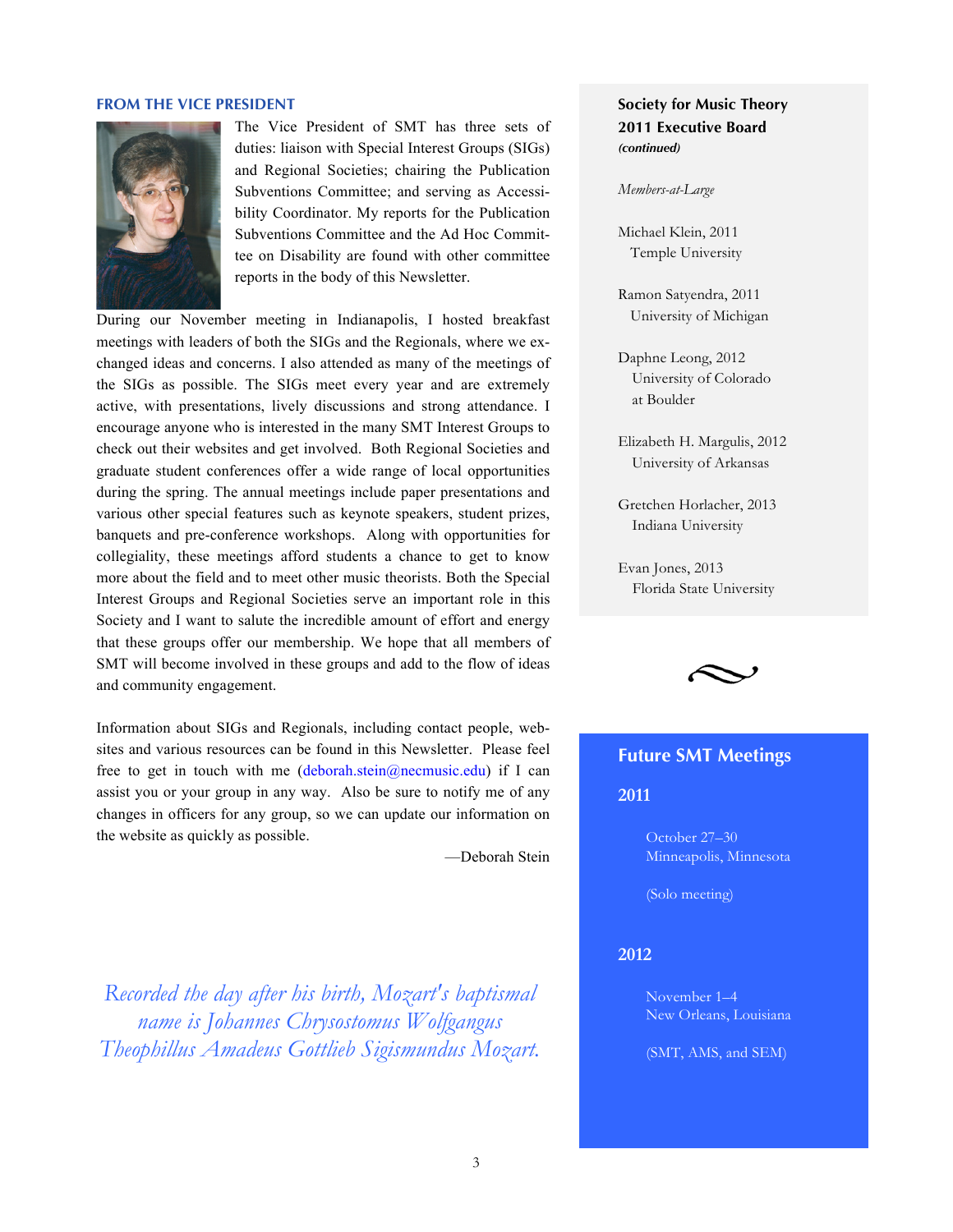## FROM THE VICE PRESIDENT

The Vice President of SMT has three sets of duties: liaison with Special Interest Groups (SIGs) and Regional Societies; chairing the Publication Subventions Committee; and serving as Accessibility Coordinator. My reports for the Publication Subventions Committee and the Ad Hoc Committee on Disability are found with other committee reports in the body of this Newsletter.

During our November meeting in Indianapolis, I hosted breakfast meetings with leaders of both the SIGs and the Regionals, where we exchanged ideas and concerns. I also attended as many of the meetings of the SIGs as possible. The SIGs meet every year and are extremely active, with presentations, lively discussions and strong attendance. I encourage anyone who is interested in the many SMT Interest Groups to check out their websites and get involved. Both Regional Societies and graduate student conferences offer a wide range of local opportunities during the spring. The annual meetings include paper presentations and various other special features such as keynote speakers, student prizes, banquets and pre-conference workshops. Along with opportunities for collegiality, these meetings afford students a chance to get to know more about the field and to meet other music theorists. Both the Special Interest Groups and Regional Societies serve an important role in this Society and I want to salute the incredible amount of effort and energy that these groups offer our membership. We hope that all members of SMT will become involved in these groups and add to the flow of ideas and community engagement.

Information about SIGs and Regionals, including contact people, websites and various resources can be found in this Newsletter. Please feel free to get in touch with me (deborah.stein@necmusic.edu) if I can assist you or your group in any way. Also be sure to notify me of any changes in officers for any group, so we can update our information on the website as quickly as possible.

—Deborah Stein

*Recorded the day after his birth, Mozart's baptismal name is Johannes Chrysostomus Wolfgangus Theophillus Amadeus Gottlieb Sigismundus Mozart.*

**Society for Music Theory 2011 Executive Board**
***(continued)***

*Members-at-Large*

Michael Klein, 2011
Temple University

Ramon Satyendra, 2011
University of Michigan

Daphne Leong, 2012
University of Colorado at Boulder

Elizabeth H. Margulis, 2012
University of Arkansas

Gretchen Horlacher, 2013
Indiana University

Evan Jones, 2013
Florida State University

## Future SMT Meetings

### 2011

October 27–30
Minneapolis, Minnesota

(Solo meeting)

### 2012

November 1–4
New Orleans, Louisiana

(SMT, AMS, and SEM)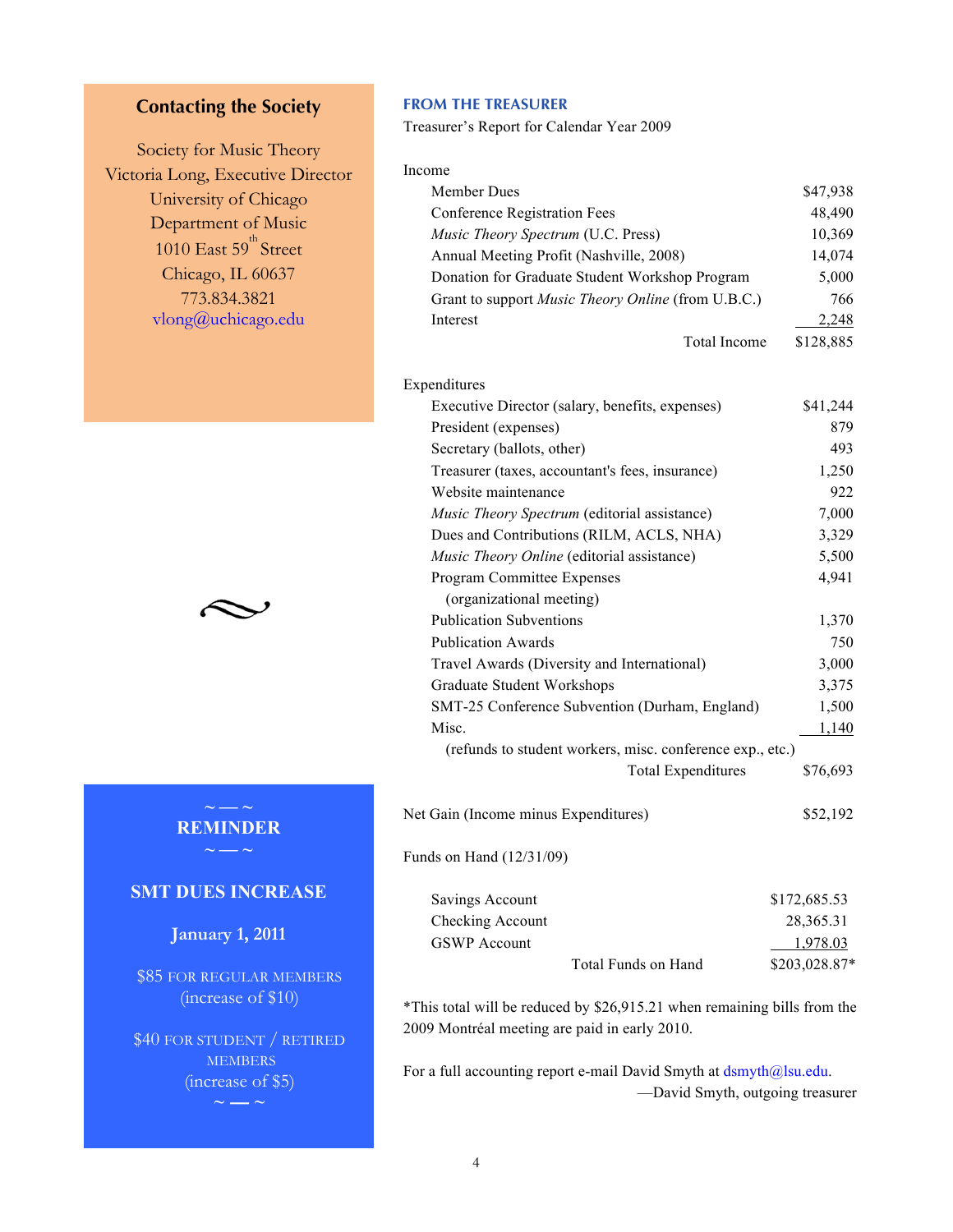## Contacting the Society

Society for Music Theory
Victoria Long, Executive Director
University of Chicago
Department of Music
1010 East 59th Street
Chicago, IL 60637
773.834.3821
vlong@uchicago.edu

~ — ~

**REMINDER**

~ — ~

**SMT DUES INCREASE**

**January 1, 2011**

$85 FOR REGULAR MEMBERS
(increase of $10)

$40 FOR STUDENT / RETIRED MEMBERS
(increase of $5)

~ — ~

## FROM THE TREASURER

Treasurer's Report for Calendar Year 2009

| Income | |
|---|---|
| Member Dues | $47,938 |
| Conference Registration Fees | 48,490 |
| *Music Theory Spectrum* (U.C. Press) | 10,369 |
| Annual Meeting Profit (Nashville, 2008) | 14,074 |
| Donation for Graduate Student Workshop Program | 5,000 |
| Grant to support *Music Theory Online* (from U.B.C.) | 766 |
| Interest | 2,248 |
| Total Income | $128,885 |

| Expenditures | |
|---|---|
| Executive Director (salary, benefits, expenses) | $41,244 |
| President (expenses) | 879 |
| Secretary (ballots, other) | 493 |
| Treasurer (taxes, accountant's fees, insurance) | 1,250 |
| Website maintenance | 922 |
| *Music Theory Spectrum* (editorial assistance) | 7,000 |
| Dues and Contributions (RILM, ACLS, NHA) | 3,329 |
| *Music Theory Online* (editorial assistance) | 5,500 |
| Program Committee Expenses (organizational meeting) | 4,941 |
| Publication Subventions | 1,370 |
| Publication Awards | 750 |
| Travel Awards (Diversity and International) | 3,000 |
| Graduate Student Workshops | 3,375 |
| SMT-25 Conference Subvention (Durham, England) | 1,500 |
| Misc. (refunds to student workers, misc. conference exp., etc.) | 1,140 |
| Total Expenditures | $76,693 |

Net Gain (Income minus Expenditures) $52,192

| Funds on Hand (12/31/09) | |
|---|---|
| Savings Account | $172,685.53 |
| Checking Account | 28,365.31 |
| GSWP Account | 1,978.03 |
| Total Funds on Hand | $203,028.87* |

*This total will be reduced by $26,915.21 when remaining bills from the 2009 Montréal meeting are paid in early 2010.

For a full accounting report e-mail David Smyth at dsmyth@lsu.edu.

—David Smyth, outgoing treasurer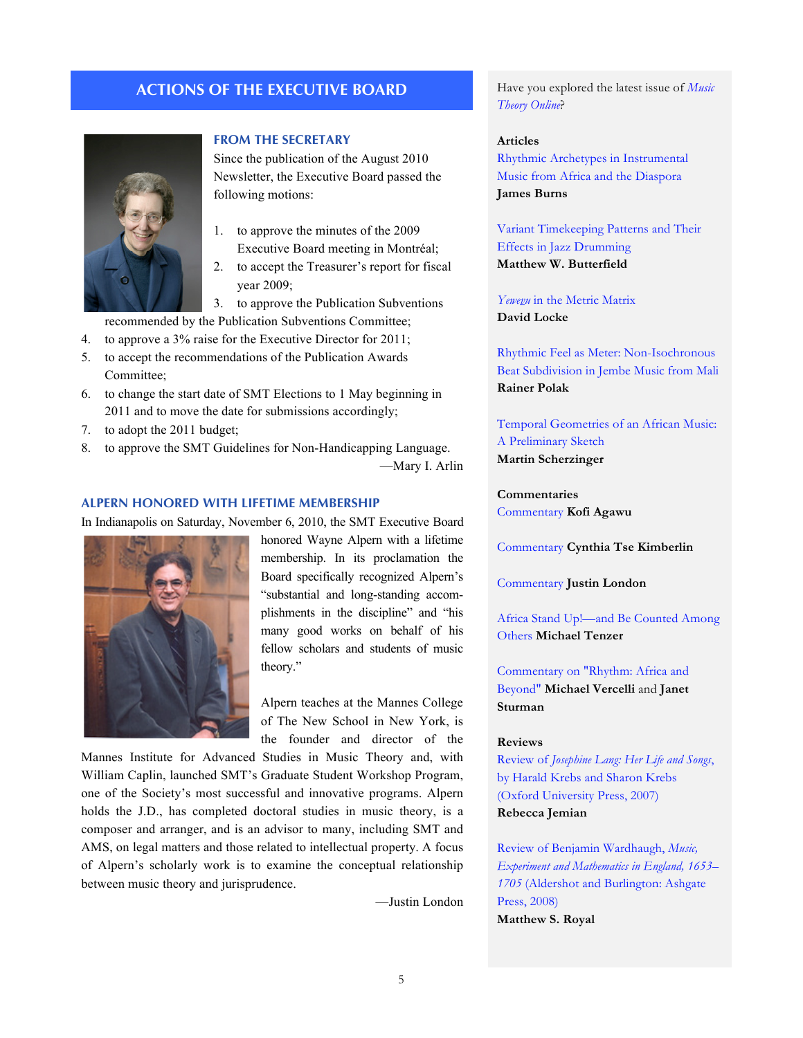# ACTIONS OF THE EXECUTIVE BOARD

## FROM THE SECRETARY

Since the publication of the August 2010 Newsletter, the Executive Board passed the following motions:

1. to approve the minutes of the 2009 Executive Board meeting in Montréal;
2. to accept the Treasurer's report for fiscal year 2009;
3. to approve the Publication Subventions recommended by the Publication Subventions Committee;
4. to approve a 3% raise for the Executive Director for 2011;
5. to accept the recommendations of the Publication Awards Committee;
6. to change the start date of SMT Elections to 1 May beginning in 2011 and to move the date for submissions accordingly;
7. to adopt the 2011 budget;
8. to approve the SMT Guidelines for Non-Handicapping Language.

—Mary I. Arlin

## ALPERN HONORED WITH LIFETIME MEMBERSHIP

In Indianapolis on Saturday, November 6, 2010, the SMT Executive Board honored Wayne Alpern with a lifetime membership. In its proclamation the Board specifically recognized Alpern's "substantial and long-standing accomplishments in the discipline" and "his many good works on behalf of his fellow scholars and students of music theory."

Alpern teaches at the Mannes College of The New School in New York, is the founder and director of the Mannes Institute for Advanced Studies in Music Theory and, with William Caplin, launched SMT's Graduate Student Workshop Program, one of the Society's most successful and innovative programs. Alpern holds the J.D., has completed doctoral studies in music theory, is a composer and arranger, and is an advisor to many, including SMT and AMS, on legal matters and those related to intellectual property. A focus of Alpern's scholarly work is to examine the conceptual relationship between music theory and jurisprudence.

—Justin London

---

Have you explored the latest issue of *Music Theory Online*?

**Articles**

Rhythmic Archetypes in Instrumental Music from Africa and the Diaspora
**James Burns**

Variant Timekeeping Patterns and Their Effects in Jazz Drumming
**Matthew W. Butterfield**

*Yewevu* in the Metric Matrix
**David Locke**

Rhythmic Feel as Meter: Non-Isochronous Beat Subdivision in Jembe Music from Mali
**Rainer Polak**

Temporal Geometries of an African Music: A Preliminary Sketch
**Martin Scherzinger**

**Commentaries**

Commentary **Kofi Agawu**

Commentary **Cynthia Tse Kimberlin**

Commentary **Justin London**

Africa Stand Up!—and Be Counted Among Others **Michael Tenzer**

Commentary on "Rhythm: Africa and Beyond" **Michael Vercelli** and **Janet Sturman**

**Reviews**

Review of *Josephine Lang: Her Life and Songs*, by Harald Krebs and Sharon Krebs (Oxford University Press, 2007)
**Rebecca Jemian**

Review of Benjamin Wardhaugh, *Music, Experiment and Mathematics in England, 1653–1705* (Aldershot and Burlington: Ashgate Press, 2008)
**Matthew S. Royal**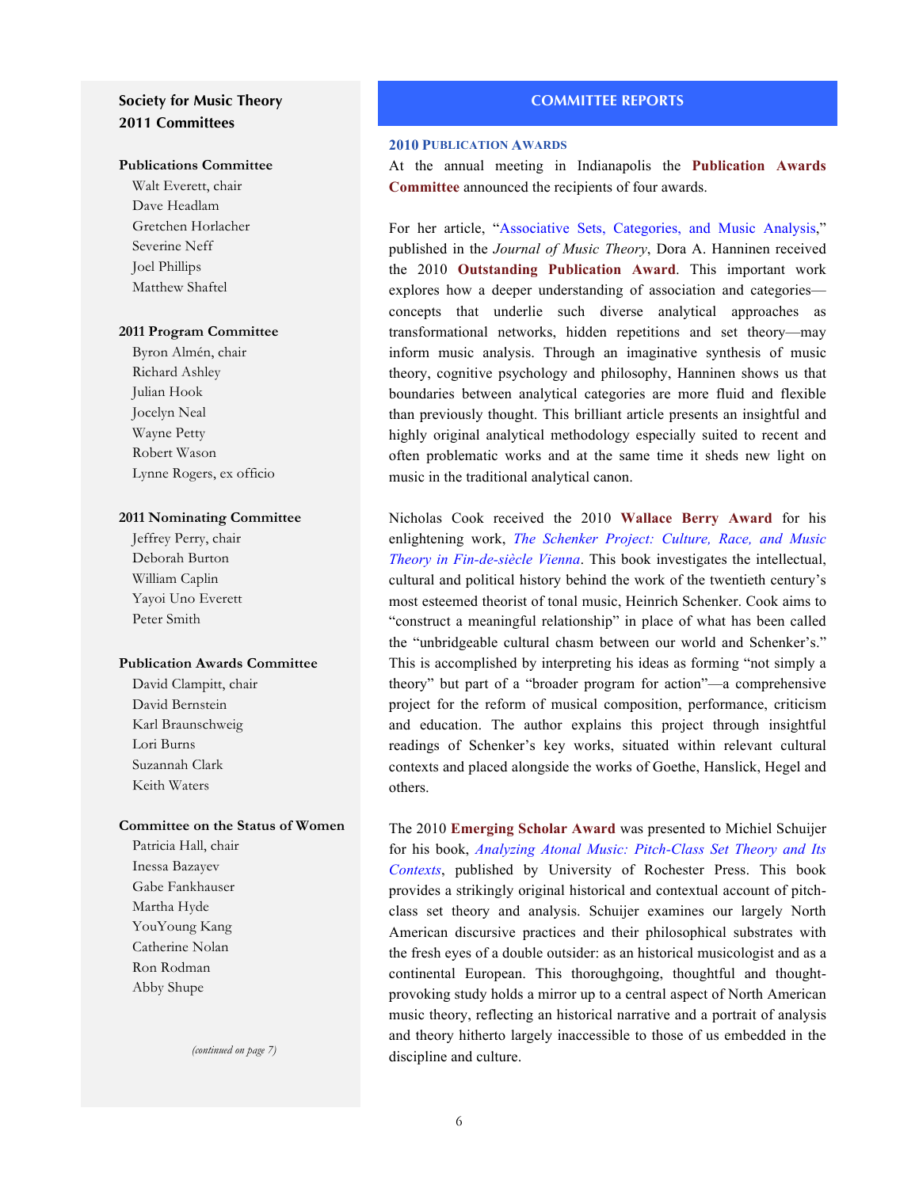## Society for Music Theory 2011 Committees

**Publications Committee**

- Walt Everett, chair
- Dave Headlam
- Gretchen Horlacher
- Severine Neff
- Joel Phillips
- Matthew Shaftel

**2011 Program Committee**

- Byron Almén, chair
- Richard Ashley
- Julian Hook
- Jocelyn Neal
- Wayne Petty
- Robert Wason
- Lynne Rogers, ex officio

**2011 Nominating Committee**

- Jeffrey Perry, chair
- Deborah Burton
- William Caplin
- Yayoi Uno Everett
- Peter Smith

**Publication Awards Committee**

- David Clampitt, chair
- David Bernstein
- Karl Braunschweig
- Lori Burns
- Suzannah Clark
- Keith Waters

**Committee on the Status of Women**

- Patricia Hall, chair
- Inessa Bazayev
- Gabe Fankhauser
- Martha Hyde
- YouYoung Kang
- Catherine Nolan
- Ron Rodman
- Abby Shupe

*(continued on page 7)*

## COMMITTEE REPORTS

### 2010 Publication Awards

At the annual meeting in Indianapolis the **Publication Awards Committee** announced the recipients of four awards.

For her article, "Associative Sets, Categories, and Music Analysis," published in the *Journal of Music Theory*, Dora A. Hanninen received the 2010 **Outstanding Publication Award**. This important work explores how a deeper understanding of association and categories—concepts that underlie such diverse analytical approaches as transformational networks, hidden repetitions and set theory—may inform music analysis. Through an imaginative synthesis of music theory, cognitive psychology and philosophy, Hanninen shows us that boundaries between analytical categories are more fluid and flexible than previously thought. This brilliant article presents an insightful and highly original analytical methodology especially suited to recent and often problematic works and at the same time it sheds new light on music in the traditional analytical canon.

Nicholas Cook received the 2010 **Wallace Berry Award** for his enlightening work, *The Schenker Project: Culture, Race, and Music Theory in Fin-de-siècle Vienna*. This book investigates the intellectual, cultural and political history behind the work of the twentieth century's most esteemed theorist of tonal music, Heinrich Schenker. Cook aims to "construct a meaningful relationship" in place of what has been called the "unbridgeable cultural chasm between our world and Schenker's." This is accomplished by interpreting his ideas as forming "not simply a theory" but part of a "broader program for action"—a comprehensive project for the reform of musical composition, performance, criticism and education. The author explains this project through insightful readings of Schenker's key works, situated within relevant cultural contexts and placed alongside the works of Goethe, Hanslick, Hegel and others.

The 2010 **Emerging Scholar Award** was presented to Michiel Schuijer for his book, *Analyzing Atonal Music: Pitch-Class Set Theory and Its Contexts*, published by University of Rochester Press. This book provides a strikingly original historical and contextual account of pitch-class set theory and analysis. Schuijer examines our largely North American discursive practices and their philosophical substrates with the fresh eyes of a double outsider: as an historical musicologist and as a continental European. This thoroughgoing, thoughtful and thought-provoking study holds a mirror up to a central aspect of North American music theory, reflecting an historical narrative and a portrait of analysis and theory hitherto largely inaccessible to those of us embedded in the discipline and culture.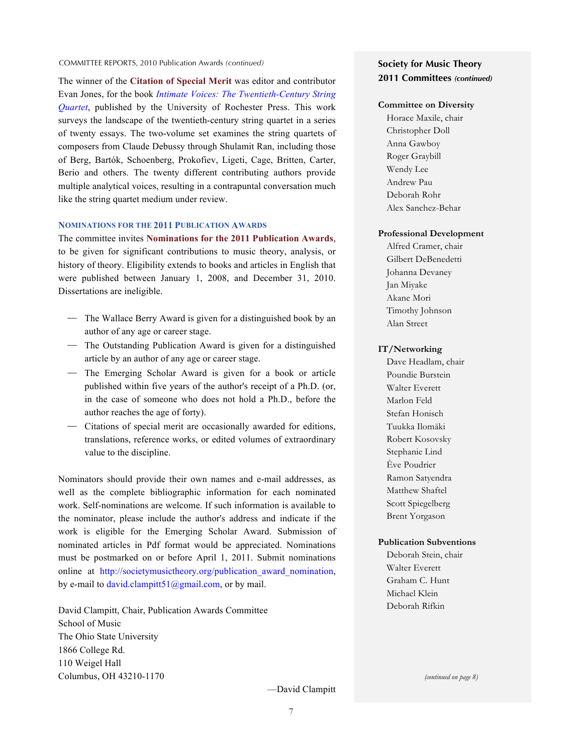COMMITTEE REPORTS, 2010 Publication Awards *(continued)*

The winner of the **Citation of Special Merit** was editor and contributor Evan Jones, for the book *Intimate Voices: The Twentieth-Century String Quartet*, published by the University of Rochester Press. This work surveys the landscape of the twentieth-century string quartet in a series of twenty essays. The two-volume set examines the string quartets of composers from Claude Debussy through Shulamit Ran, including those of Berg, Bartók, Schoenberg, Prokofiev, Ligeti, Cage, Britten, Carter, Berio and others. The twenty different contributing authors provide multiple analytical voices, resulting in a contrapuntal conversation much like the string quartet medium under review.

### NOMINATIONS FOR THE 2011 PUBLICATION AWARDS

The committee invites **Nominations for the 2011 Publication Awards**, to be given for significant contributions to music theory, analysis, or history of theory. Eligibility extends to books and articles in English that were published between January 1, 2008, and December 31, 2010. Dissertations are ineligible.

- The Wallace Berry Award is given for a distinguished book by an author of any age or career stage.
- The Outstanding Publication Award is given for a distinguished article by an author of any age or career stage.
- The Emerging Scholar Award is given for a book or article published within five years of the author's receipt of a Ph.D. (or, in the case of someone who does not hold a Ph.D., before the author reaches the age of forty).
- Citations of special merit are occasionally awarded for editions, translations, reference works, or edited volumes of extraordinary value to the discipline.

Nominators should provide their own names and e-mail addresses, as well as the complete bibliographic information for each nominated work. Self-nominations are welcome. If such information is available to the nominator, please include the author's address and indicate if the work is eligible for the Emerging Scholar Award. Submission of nominated articles in Pdf format would be appreciated. Nominations must be postmarked on or before April 1, 2011. Submit nominations online at http://societymusictheory.org/publication_award_nomination, by e-mail to david.clampitt51@gmail.com, or by mail.

David Clampitt, Chair, Publication Awards Committee
School of Music
The Ohio State University
1866 College Rd.
110 Weigel Hall
Columbus, OH 43210-1170

—David Clampitt

## Society for Music Theory 2011 Committees *(continued)*

**Committee on Diversity**
- Horace Maxile, chair
- Christopher Doll
- Anna Gawboy
- Roger Graybill
- Wendy Lee
- Andrew Pau
- Deborah Rohr
- Alex Sanchez-Behar

**Professional Development**
- Alfred Cramer, chair
- Gilbert DeBenedetti
- Johanna Devaney
- Jan Miyake
- Akane Mori
- Timothy Johnson
- Alan Street

**IT/Networking**
- Dave Headlam, chair
- Poundie Burstein
- Walter Everett
- Marlon Feld
- Stefan Honisch
- Tuukka Ilomäki
- Robert Kosovsky
- Stephanie Lind
- Ève Poudrier
- Ramon Satyendra
- Matthew Shaftel
- Scott Spiegelberg
- Brent Yorgason

**Publication Subventions**
- Deborah Stein, chair
- Walter Everett
- Graham C. Hunt
- Michael Klein
- Deborah Rifkin

*(continued on page 8)*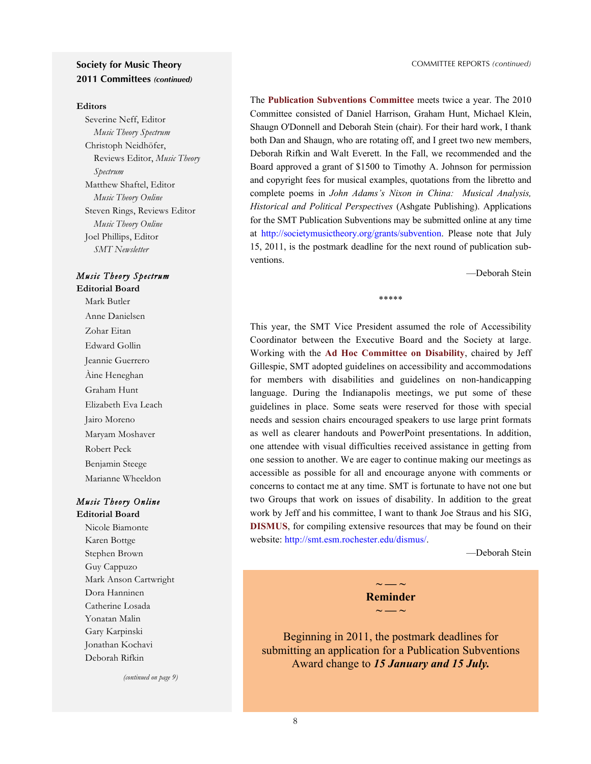## Society for Music Theory 2011 Committees *(continued)*

**Editors**

Severine Neff, Editor
*Music Theory Spectrum*
Christoph Neidhöfer, Reviews Editor, *Music Theory Spectrum*
Matthew Shaftel, Editor
*Music Theory Online*
Steven Rings, Reviews Editor
*Music Theory Online*
Joel Phillips, Editor
*SMT Newsletter*

***Music Theory Spectrum* Editorial Board**

Mark Butler
Anne Danielsen
Zohar Eitan
Edward Gollin
Jeannie Guerrero
Àine Heneghan
Graham Hunt
Elizabeth Eva Leach
Jairo Moreno
Maryam Moshaver
Robert Peck
Benjamin Steege
Marianne Wheeldon

***Music Theory Online* Editorial Board**

Nicole Biamonte
Karen Bottge
Stephen Brown
Guy Cappuzo
Mark Anson Cartwright
Dora Hanninen
Catherine Losada
Yonatan Malin
Gary Karpinski
Jonathan Kochavi
Deborah Rifkin

*(continued on page 9)*

COMMITTEE REPORTS *(continued)*

The **Publication Subventions Committee** meets twice a year. The 2010 Committee consisted of Daniel Harrison, Graham Hunt, Michael Klein, Shaugn O'Donnell and Deborah Stein (chair). For their hard work, I thank both Dan and Shaugn, who are rotating off, and I greet two new members, Deborah Rifkin and Walt Everett. In the Fall, we recommended and the Board approved a grant of $1500 to Timothy A. Johnson for permission and copyright fees for musical examples, quotations from the libretto and complete poems in *John Adams's Nixon in China: Musical Analysis, Historical and Political Perspectives* (Ashgate Publishing). Applications for the SMT Publication Subventions may be submitted online at any time at http://societymusictheory.org/grants/subvention. Please note that July 15, 2011, is the postmark deadline for the next round of publication subventions.

—Deborah Stein

*****

This year, the SMT Vice President assumed the role of Accessibility Coordinator between the Executive Board and the Society at large. Working with the **Ad Hoc Committee on Disability**, chaired by Jeff Gillespie, SMT adopted guidelines on accessibility and accommodations for members with disabilities and guidelines on non-handicapping language. During the Indianapolis meetings, we put some of these guidelines in place. Some seats were reserved for those with special needs and session chairs encouraged speakers to use large print formats as well as clearer handouts and PowerPoint presentations. In addition, one attendee with visual difficulties received assistance in getting from one session to another. We are eager to continue making our meetings as accessible as possible for all and encourage anyone with comments or concerns to contact me at any time. SMT is fortunate to have not one but two Groups that work on issues of disability. In addition to the great work by Jeff and his committee, I want to thank Joe Straus and his SIG, **DISMUS**, for compiling extensive resources that may be found on their website: http://smt.esm.rochester.edu/dismus/.

—Deborah Stein

~ — ~
**Reminder**
~ — ~

Beginning in 2011, the postmark deadlines for submitting an application for a Publication Subventions Award change to ***15 January and 15 July.***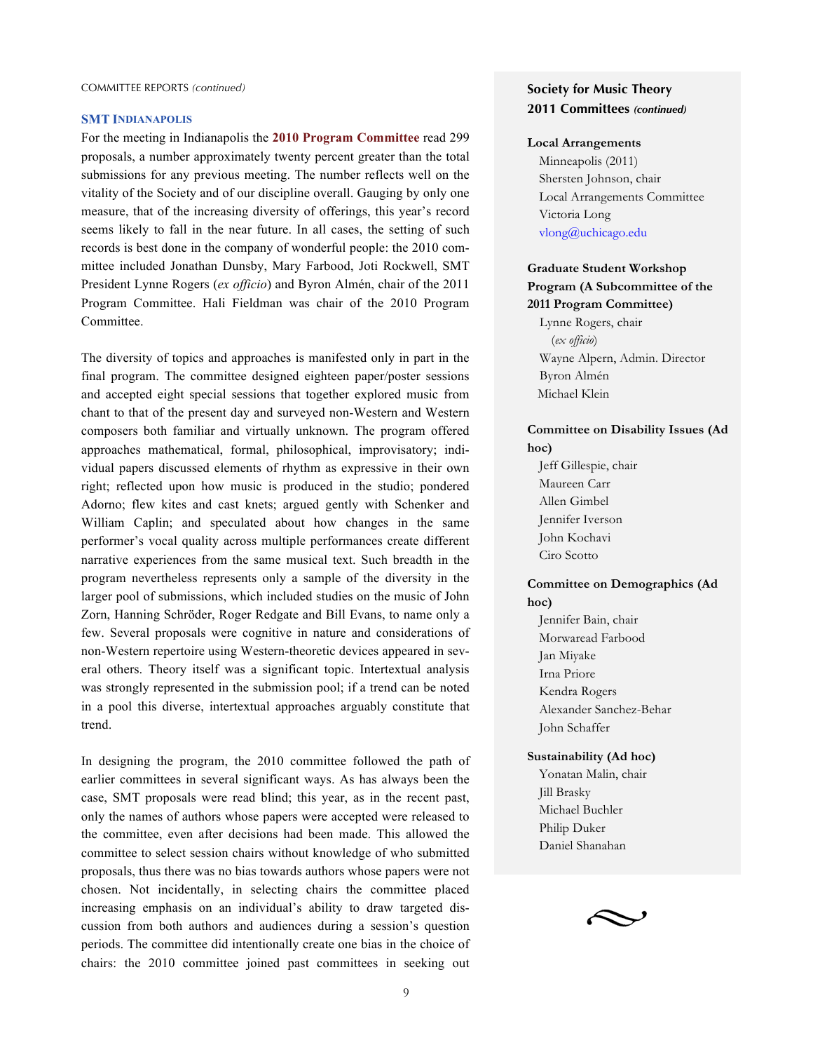COMMITTEE REPORTS *(continued)*

### SMT INDIANAPOLIS

For the meeting in Indianapolis the **2010 Program Committee** read 299 proposals, a number approximately twenty percent greater than the total submissions for any previous meeting. The number reflects well on the vitality of the Society and of our discipline overall. Gauging by only one measure, that of the increasing diversity of offerings, this year's record seems likely to fall in the near future. In all cases, the setting of such records is best done in the company of wonderful people: the 2010 committee included Jonathan Dunsby, Mary Farbood, Joti Rockwell, SMT President Lynne Rogers (*ex officio*) and Byron Almén, chair of the 2011 Program Committee. Hali Fieldman was chair of the 2010 Program Committee.

The diversity of topics and approaches is manifested only in part in the final program. The committee designed eighteen paper/poster sessions and accepted eight special sessions that together explored music from chant to that of the present day and surveyed non-Western and Western composers both familiar and virtually unknown. The program offered approaches mathematical, formal, philosophical, improvisatory; individual papers discussed elements of rhythm as expressive in their own right; reflected upon how music is produced in the studio; pondered Adorno; flew kites and cast knets; argued gently with Schenker and William Caplin; and speculated about how changes in the same performer's vocal quality across multiple performances create different narrative experiences from the same musical text. Such breadth in the program nevertheless represents only a sample of the diversity in the larger pool of submissions, which included studies on the music of John Zorn, Hanning Schröder, Roger Redgate and Bill Evans, to name only a few. Several proposals were cognitive in nature and considerations of non-Western repertoire using Western-theoretic devices appeared in several others. Theory itself was a significant topic. Intertextual analysis was strongly represented in the submission pool; if a trend can be noted in a pool this diverse, intertextual approaches arguably constitute that trend.

In designing the program, the 2010 committee followed the path of earlier committees in several significant ways. As has always been the case, SMT proposals were read blind; this year, as in the recent past, only the names of authors whose papers were accepted were released to the committee, even after decisions had been made. This allowed the committee to select session chairs without knowledge of who submitted proposals, thus there was no bias towards authors whose papers were not chosen. Not incidentally, in selecting chairs the committee placed increasing emphasis on an individual's ability to draw targeted discussion from both authors and audiences during a session's question periods. The committee did intentionally create one bias in the choice of chairs: the 2010 committee joined past committees in seeking out

---

**Society for Music Theory 2011 Committees** *(continued)*

**Local Arrangements**
Minneapolis (2011)
Shersten Johnson, chair
Local Arrangements Committee
Victoria Long
vlong@uchicago.edu

**Graduate Student Workshop Program (A Subcommittee of the 2011 Program Committee)**
Lynne Rogers, chair (*ex officio*)
Wayne Alpern, Admin. Director
Byron Almén
Michael Klein

**Committee on Disability Issues (Ad hoc)**
Jeff Gillespie, chair
Maureen Carr
Allen Gimbel
Jennifer Iverson
John Kochavi
Ciro Scotto

**Committee on Demographics (Ad hoc)**
Jennifer Bain, chair
Morwaread Farbood
Jan Miyake
Irna Priore
Kendra Rogers
Alexander Sanchez-Behar
John Schaffer

**Sustainability (Ad hoc)**
Yonatan Malin, chair
Jill Brasky
Michael Buchler
Philip Duker
Daniel Shanahan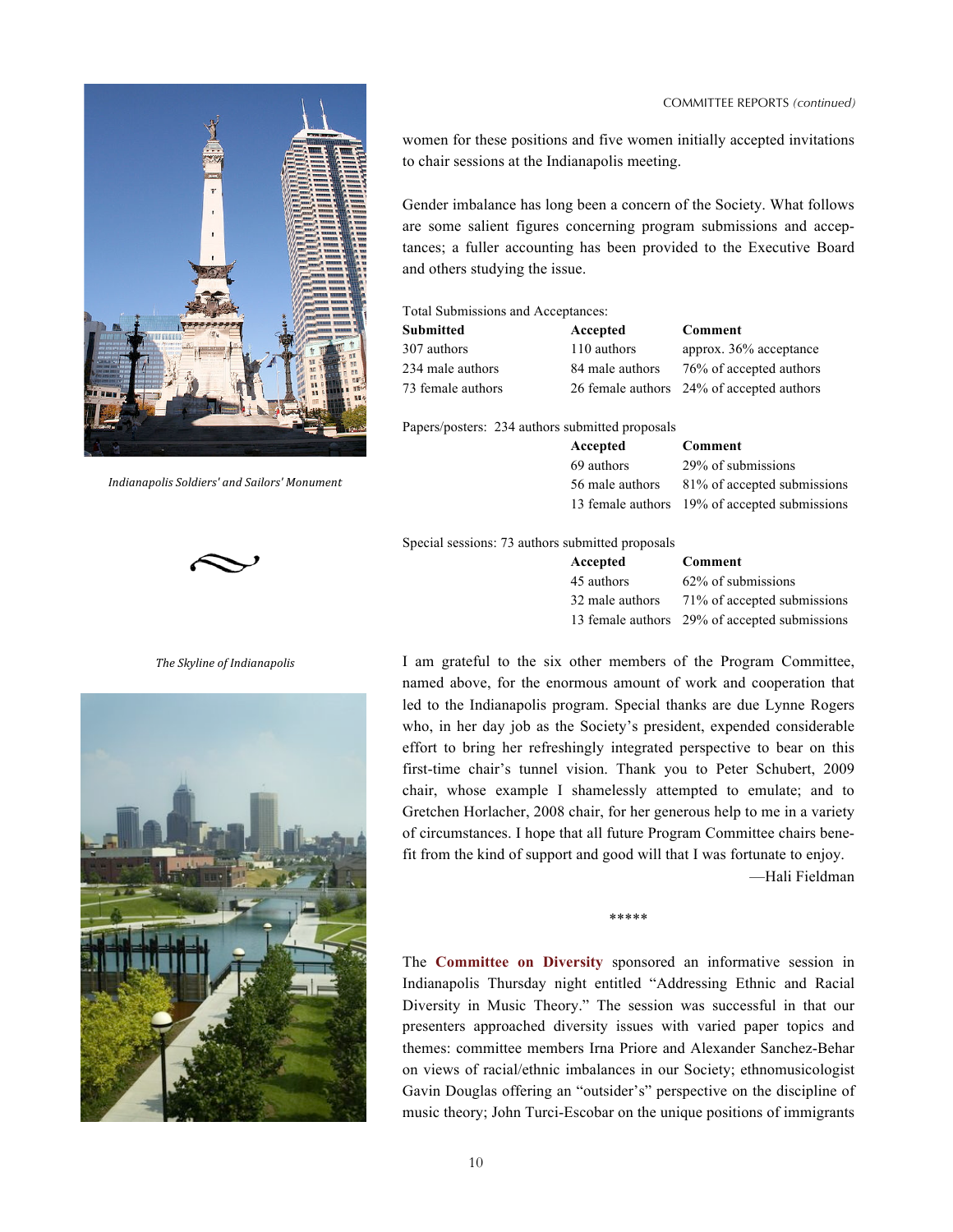women for these positions and five women initially accepted invitations to chair sessions at the Indianapolis meeting.

Gender imbalance has long been a concern of the Society. What follows are some salient figures concerning program submissions and acceptances; a fuller accounting has been provided to the Executive Board and others studying the issue.

Total Submissions and Acceptances:

| Submitted | Accepted | Comment |
|---|---|---|
| 307 authors | 110 authors | approx. 36% acceptance |
| 234 male authors | 84 male authors | 76% of accepted authors |
| 73 female authors | 26 female authors | 24% of accepted authors |

Papers/posters: 234 authors submitted proposals

| | Accepted | Comment |
|---|---|---|
| | 69 authors | 29% of submissions |
| | 56 male authors | 81% of accepted submissions |
| | 13 female authors | 19% of accepted submissions |

Special sessions: 73 authors submitted proposals

| | Accepted | Comment |
|---|---|---|
| | 45 authors | 62% of submissions |
| | 32 male authors | 71% of accepted submissions |
| | 13 female authors | 29% of accepted submissions |

I am grateful to the six other members of the Program Committee, named above, for the enormous amount of work and cooperation that led to the Indianapolis program. Special thanks are due Lynne Rogers who, in her day job as the Society's president, expended considerable effort to bring her refreshingly integrated perspective to bear on this first-time chair's tunnel vision. Thank you to Peter Schubert, 2009 chair, whose example I shamelessly attempted to emulate; and to Gretchen Horlacher, 2008 chair, for her generous help to me in a variety of circumstances. I hope that all future Program Committee chairs benefit from the kind of support and good will that I was fortunate to enjoy.

—Hali Fieldman

\*\*\*\*\*

The **Committee on Diversity** sponsored an informative session in Indianapolis Thursday night entitled "Addressing Ethnic and Racial Diversity in Music Theory." The session was successful in that our presenters approached diversity issues with varied paper topics and themes: committee members Irna Priore and Alexander Sanchez-Behar on views of racial/ethnic imbalances in our Society; ethnomusicologist Gavin Douglas offering an "outsider's" perspective on the discipline of music theory; John Turci-Escobar on the unique positions of immigrants

*Indianapolis Soldiers' and Sailors' Monument*

*The Skyline of Indianapolis*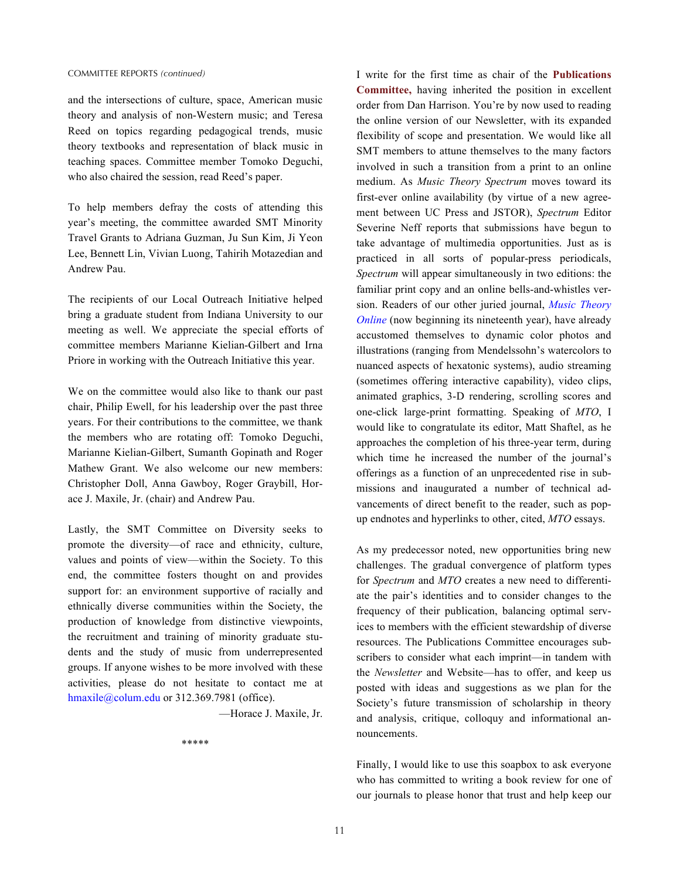and the intersections of culture, space, American music theory and analysis of non-Western music; and Teresa Reed on topics regarding pedagogical trends, music theory textbooks and representation of black music in teaching spaces. Committee member Tomoko Deguchi, who also chaired the session, read Reed's paper.

To help members defray the costs of attending this year's meeting, the committee awarded SMT Minority Travel Grants to Adriana Guzman, Ju Sun Kim, Ji Yeon Lee, Bennett Lin, Vivian Luong, Tahirih Motazedian and Andrew Pau.

The recipients of our Local Outreach Initiative helped bring a graduate student from Indiana University to our meeting as well. We appreciate the special efforts of committee members Marianne Kielian-Gilbert and Irna Priore in working with the Outreach Initiative this year.

We on the committee would also like to thank our past chair, Philip Ewell, for his leadership over the past three years. For their contributions to the committee, we thank the members who are rotating off: Tomoko Deguchi, Marianne Kielian-Gilbert, Sumanth Gopinath and Roger Mathew Grant. We also welcome our new members: Christopher Doll, Anna Gawboy, Roger Graybill, Horace J. Maxile, Jr. (chair) and Andrew Pau.

Lastly, the SMT Committee on Diversity seeks to promote the diversity—of race and ethnicity, culture, values and points of view—within the Society. To this end, the committee fosters thought on and provides support for: an environment supportive of racially and ethnically diverse communities within the Society, the production of knowledge from distinctive viewpoints, the recruitment and training of minority graduate students and the study of music from underrepresented groups. If anyone wishes to be more involved with these activities, please do not hesitate to contact me at hmaxile@colum.edu or 312.369.7981 (office).

—Horace J. Maxile, Jr.

*****

I write for the first time as chair of the **Publications Committee,** having inherited the position in excellent order from Dan Harrison. You're by now used to reading the online version of our Newsletter, with its expanded flexibility of scope and presentation. We would like all SMT members to attune themselves to the many factors involved in such a transition from a print to an online medium. As *Music Theory Spectrum* moves toward its first-ever online availability (by virtue of a new agreement between UC Press and JSTOR), *Spectrum* Editor Severine Neff reports that submissions have begun to take advantage of multimedia opportunities. Just as is practiced in all sorts of popular-press periodicals, *Spectrum* will appear simultaneously in two editions: the familiar print copy and an online bells-and-whistles version. Readers of our other juried journal, *Music Theory Online* (now beginning its nineteenth year), have already accustomed themselves to dynamic color photos and illustrations (ranging from Mendelssohn's watercolors to nuanced aspects of hexatonic systems), audio streaming (sometimes offering interactive capability), video clips, animated graphics, 3-D rendering, scrolling scores and one-click large-print formatting. Speaking of *MTO*, I would like to congratulate its editor, Matt Shaftel, as he approaches the completion of his three-year term, during which time he increased the number of the journal's offerings as a function of an unprecedented rise in submissions and inaugurated a number of technical advancements of direct benefit to the reader, such as pop-up endnotes and hyperlinks to other, cited, *MTO* essays.

As my predecessor noted, new opportunities bring new challenges. The gradual convergence of platform types for *Spectrum* and *MTO* creates a new need to differentiate the pair's identities and to consider changes to the frequency of their publication, balancing optimal services to members with the efficient stewardship of diverse resources. The Publications Committee encourages subscribers to consider what each imprint—in tandem with the *Newsletter* and Website—has to offer, and keep us posted with ideas and suggestions as we plan for the Society's future transmission of scholarship in theory and analysis, critique, colloquy and informational announcements.

Finally, I would like to use this soapbox to ask everyone who has committed to writing a book review for one of our journals to please honor that trust and help keep our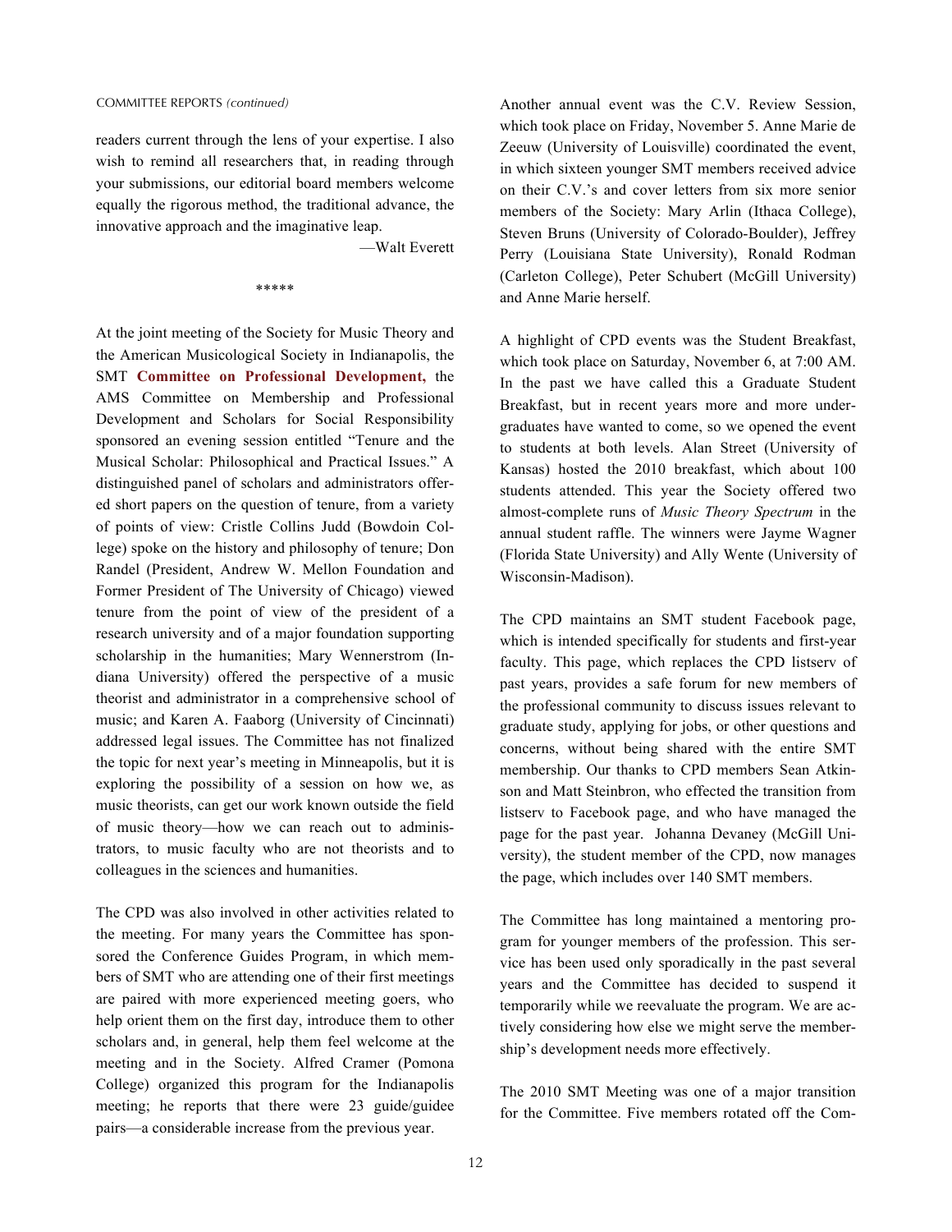readers current through the lens of your expertise. I also wish to remind all researchers that, in reading through your submissions, our editorial board members welcome equally the rigorous method, the traditional advance, the innovative approach and the imaginative leap.

—Walt Everett

*****

At the joint meeting of the Society for Music Theory and the American Musicological Society in Indianapolis, the SMT **Committee on Professional Development,** the AMS Committee on Membership and Professional Development and Scholars for Social Responsibility sponsored an evening session entitled "Tenure and the Musical Scholar: Philosophical and Practical Issues." A distinguished panel of scholars and administrators offered short papers on the question of tenure, from a variety of points of view: Cristle Collins Judd (Bowdoin College) spoke on the history and philosophy of tenure; Don Randel (President, Andrew W. Mellon Foundation and Former President of The University of Chicago) viewed tenure from the point of view of the president of a research university and of a major foundation supporting scholarship in the humanities; Mary Wennerstrom (Indiana University) offered the perspective of a music theorist and administrator in a comprehensive school of music; and Karen A. Faaborg (University of Cincinnati) addressed legal issues. The Committee has not finalized the topic for next year's meeting in Minneapolis, but it is exploring the possibility of a session on how we, as music theorists, can get our work known outside the field of music theory—how we can reach out to administrators, to music faculty who are not theorists and to colleagues in the sciences and humanities.

The CPD was also involved in other activities related to the meeting. For many years the Committee has sponsored the Conference Guides Program, in which members of SMT who are attending one of their first meetings are paired with more experienced meeting goers, who help orient them on the first day, introduce them to other scholars and, in general, help them feel welcome at the meeting and in the Society. Alfred Cramer (Pomona College) organized this program for the Indianapolis meeting; he reports that there were 23 guide/guidee pairs—a considerable increase from the previous year.

Another annual event was the C.V. Review Session, which took place on Friday, November 5. Anne Marie de Zeeuw (University of Louisville) coordinated the event, in which sixteen younger SMT members received advice on their C.V.'s and cover letters from six more senior members of the Society: Mary Arlin (Ithaca College), Steven Bruns (University of Colorado-Boulder), Jeffrey Perry (Louisiana State University), Ronald Rodman (Carleton College), Peter Schubert (McGill University) and Anne Marie herself.

A highlight of CPD events was the Student Breakfast, which took place on Saturday, November 6, at 7:00 AM. In the past we have called this a Graduate Student Breakfast, but in recent years more and more undergraduates have wanted to come, so we opened the event to students at both levels. Alan Street (University of Kansas) hosted the 2010 breakfast, which about 100 students attended. This year the Society offered two almost-complete runs of *Music Theory Spectrum* in the annual student raffle. The winners were Jayme Wagner (Florida State University) and Ally Wente (University of Wisconsin-Madison).

The CPD maintains an SMT student Facebook page, which is intended specifically for students and first-year faculty. This page, which replaces the CPD listserv of past years, provides a safe forum for new members of the professional community to discuss issues relevant to graduate study, applying for jobs, or other questions and concerns, without being shared with the entire SMT membership. Our thanks to CPD members Sean Atkinson and Matt Steinbron, who effected the transition from listserv to Facebook page, and who have managed the page for the past year. Johanna Devaney (McGill University), the student member of the CPD, now manages the page, which includes over 140 SMT members.

The Committee has long maintained a mentoring program for younger members of the profession. This service has been used only sporadically in the past several years and the Committee has decided to suspend it temporarily while we reevaluate the program. We are actively considering how else we might serve the membership's development needs more effectively.

The 2010 SMT Meeting was one of a major transition for the Committee. Five members rotated off the Com-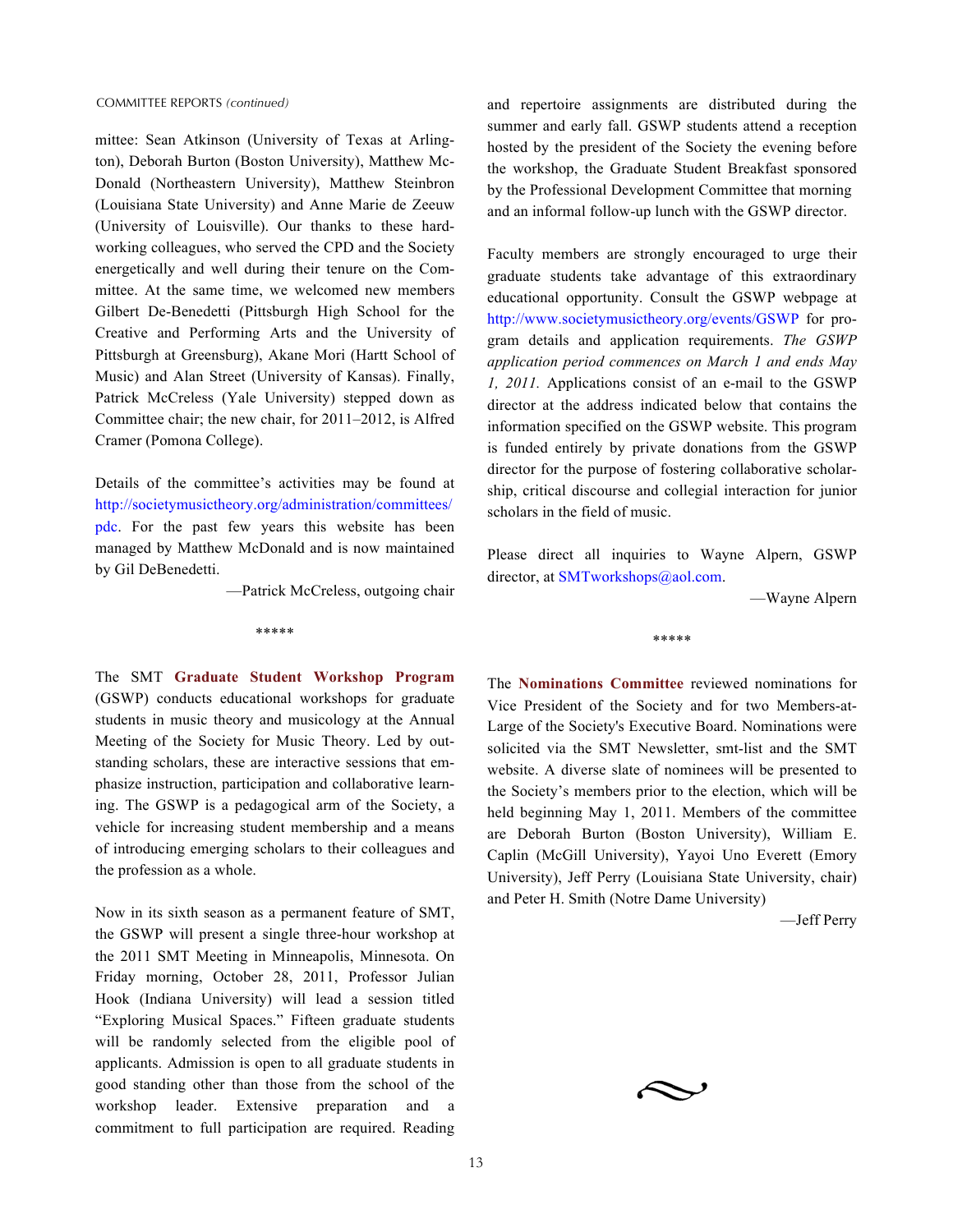mittee: Sean Atkinson (University of Texas at Arlington), Deborah Burton (Boston University), Matthew McDonald (Northeastern University), Matthew Steinbron (Louisiana State University) and Anne Marie de Zeeuw (University of Louisville). Our thanks to these hard-working colleagues, who served the CPD and the Society energetically and well during their tenure on the Committee. At the same time, we welcomed new members Gilbert De-Benedetti (Pittsburgh High School for the Creative and Performing Arts and the University of Pittsburgh at Greensburg), Akane Mori (Hartt School of Music) and Alan Street (University of Kansas). Finally, Patrick McCreless (Yale University) stepped down as Committee chair; the new chair, for 2011–2012, is Alfred Cramer (Pomona College).

Details of the committee's activities may be found at http://societymusictheory.org/administration/committees/pdc. For the past few years this website has been managed by Matthew McDonald and is now maintained by Gil DeBenedetti.

—Patrick McCreless, outgoing chair

\*\*\*\*\*

The SMT **Graduate Student Workshop Program** (GSWP) conducts educational workshops for graduate students in music theory and musicology at the Annual Meeting of the Society for Music Theory. Led by outstanding scholars, these are interactive sessions that emphasize instruction, participation and collaborative learning. The GSWP is a pedagogical arm of the Society, a vehicle for increasing student membership and a means of introducing emerging scholars to their colleagues and the profession as a whole.

Now in its sixth season as a permanent feature of SMT, the GSWP will present a single three-hour workshop at the 2011 SMT Meeting in Minneapolis, Minnesota. On Friday morning, October 28, 2011, Professor Julian Hook (Indiana University) will lead a session titled "Exploring Musical Spaces." Fifteen graduate students will be randomly selected from the eligible pool of applicants. Admission is open to all graduate students in good standing other than those from the school of the workshop leader. Extensive preparation and a commitment to full participation are required. Reading and repertoire assignments are distributed during the summer and early fall. GSWP students attend a reception hosted by the president of the Society the evening before the workshop, the Graduate Student Breakfast sponsored by the Professional Development Committee that morning and an informal follow-up lunch with the GSWP director.

Faculty members are strongly encouraged to urge their graduate students take advantage of this extraordinary educational opportunity. Consult the GSWP webpage at http://www.societymusictheory.org/events/GSWP for program details and application requirements. *The GSWP application period commences on March 1 and ends May 1, 2011.* Applications consist of an e-mail to the GSWP director at the address indicated below that contains the information specified on the GSWP website. This program is funded entirely by private donations from the GSWP director for the purpose of fostering collaborative scholarship, critical discourse and collegial interaction for junior scholars in the field of music.

Please direct all inquiries to Wayne Alpern, GSWP director, at SMTworkshops@aol.com.

—Wayne Alpern

\*\*\*\*\*

The **Nominations Committee** reviewed nominations for Vice President of the Society and for two Members-at-Large of the Society's Executive Board. Nominations were solicited via the SMT Newsletter, smt-list and the SMT website. A diverse slate of nominees will be presented to the Society's members prior to the election, which will be held beginning May 1, 2011. Members of the committee are Deborah Burton (Boston University), William E. Caplin (McGill University), Yayoi Uno Everett (Emory University), Jeff Perry (Louisiana State University, chair) and Peter H. Smith (Notre Dame University)

—Jeff Perry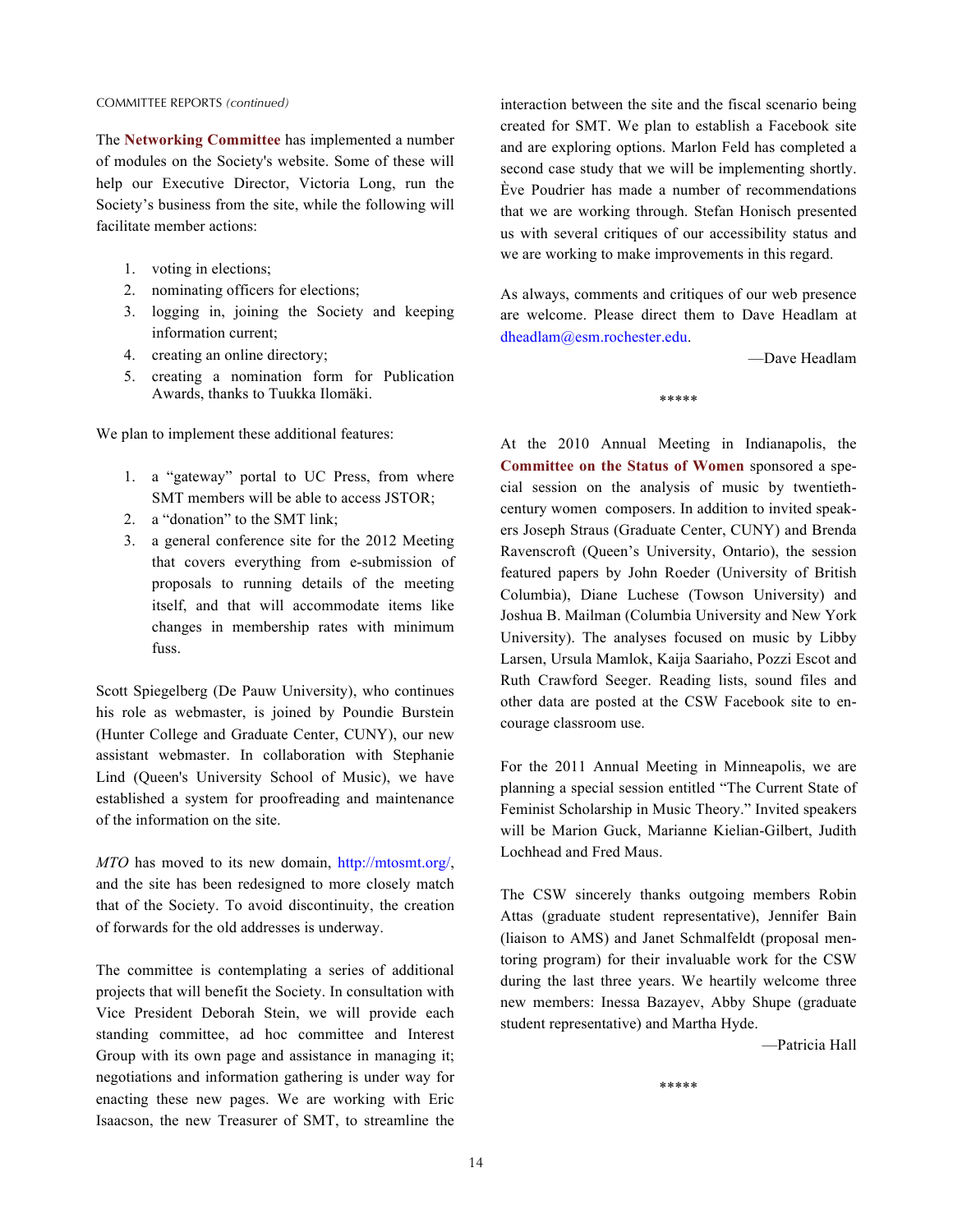COMMITTEE REPORTS *(continued)*

The **Networking Committee** has implemented a number of modules on the Society's website. Some of these will help our Executive Director, Victoria Long, run the Society's business from the site, while the following will facilitate member actions:

1. voting in elections;
2. nominating officers for elections;
3. logging in, joining the Society and keeping information current;
4. creating an online directory;
5. creating a nomination form for Publication Awards, thanks to Tuukka Ilomäki.

We plan to implement these additional features:

1. a "gateway" portal to UC Press, from where SMT members will be able to access JSTOR;
2. a "donation" to the SMT link;
3. a general conference site for the 2012 Meeting that covers everything from e-submission of proposals to running details of the meeting itself, and that will accommodate items like changes in membership rates with minimum fuss.

Scott Spiegelberg (De Pauw University), who continues his role as webmaster, is joined by Poundie Burstein (Hunter College and Graduate Center, CUNY), our new assistant webmaster. In collaboration with Stephanie Lind (Queen's University School of Music), we have established a system for proofreading and maintenance of the information on the site.

*MTO* has moved to its new domain, http://mtosmt.org/, and the site has been redesigned to more closely match that of the Society. To avoid discontinuity, the creation of forwards for the old addresses is underway.

The committee is contemplating a series of additional projects that will benefit the Society. In consultation with Vice President Deborah Stein, we will provide each standing committee, ad hoc committee and Interest Group with its own page and assistance in managing it; negotiations and information gathering is under way for enacting these new pages. We are working with Eric Isaacson, the new Treasurer of SMT, to streamline the interaction between the site and the fiscal scenario being created for SMT. We plan to establish a Facebook site and are exploring options. Marlon Feld has completed a second case study that we will be implementing shortly. Ève Poudrier has made a number of recommendations that we are working through. Stefan Honisch presented us with several critiques of our accessibility status and we are working to make improvements in this regard.

As always, comments and critiques of our web presence are welcome. Please direct them to Dave Headlam at dheadlam@esm.rochester.edu.

—Dave Headlam

\*\*\*\*\*

At the 2010 Annual Meeting in Indianapolis, the **Committee on the Status of Women** sponsored a special session on the analysis of music by twentieth-century women composers. In addition to invited speakers Joseph Straus (Graduate Center, CUNY) and Brenda Ravenscroft (Queen's University, Ontario), the session featured papers by John Roeder (University of British Columbia), Diane Luchese (Towson University) and Joshua B. Mailman (Columbia University and New York University). The analyses focused on music by Libby Larsen, Ursula Mamlok, Kaija Saariaho, Pozzi Escot and Ruth Crawford Seeger. Reading lists, sound files and other data are posted at the CSW Facebook site to encourage classroom use.

For the 2011 Annual Meeting in Minneapolis, we are planning a special session entitled "The Current State of Feminist Scholarship in Music Theory." Invited speakers will be Marion Guck, Marianne Kielian-Gilbert, Judith Lochhead and Fred Maus.

The CSW sincerely thanks outgoing members Robin Attas (graduate student representative), Jennifer Bain (liaison to AMS) and Janet Schmalfeldt (proposal mentoring program) for their invaluable work for the CSW during the last three years. We heartily welcome three new members: Inessa Bazayev, Abby Shupe (graduate student representative) and Martha Hyde.

—Patricia Hall

\*\*\*\*\*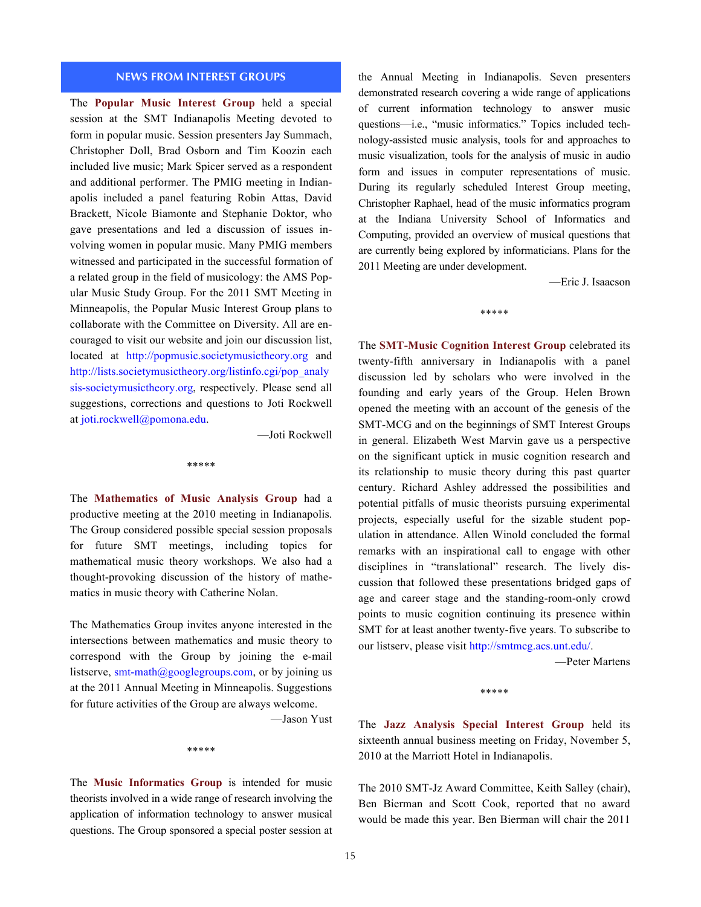## NEWS FROM INTEREST GROUPS

The **Popular Music Interest Group** held a special session at the SMT Indianapolis Meeting devoted to form in popular music. Session presenters Jay Summach, Christopher Doll, Brad Osborn and Tim Koozin each included live music; Mark Spicer served as a respondent and additional performer. The PMIG meeting in Indianapolis included a panel featuring Robin Attas, David Brackett, Nicole Biamonte and Stephanie Doktor, who gave presentations and led a discussion of issues involving women in popular music. Many PMIG members witnessed and participated in the successful formation of a related group in the field of musicology: the AMS Popular Music Study Group. For the 2011 SMT Meeting in Minneapolis, the Popular Music Interest Group plans to collaborate with the Committee on Diversity. All are encouraged to visit our website and join our discussion list, located at http://popmusic.societymusictheory.org and http://lists.societymusictheory.org/listinfo.cgi/pop_analysis-societymusictheory.org, respectively. Please send all suggestions, corrections and questions to Joti Rockwell at joti.rockwell@pomona.edu.

—Joti Rockwell

*****

The **Mathematics of Music Analysis Group** had a productive meeting at the 2010 meeting in Indianapolis. The Group considered possible special session proposals for future SMT meetings, including topics for mathematical music theory workshops. We also had a thought-provoking discussion of the history of mathematics in music theory with Catherine Nolan.

The Mathematics Group invites anyone interested in the intersections between mathematics and music theory to correspond with the Group by joining the e-mail listserve, smt-math@googlegroups.com, or by joining us at the 2011 Annual Meeting in Minneapolis. Suggestions for future activities of the Group are always welcome.

—Jason Yust

*****

The **Music Informatics Group** is intended for music theorists involved in a wide range of research involving the application of information technology to answer musical questions. The Group sponsored a special poster session at the Annual Meeting in Indianapolis. Seven presenters demonstrated research covering a wide range of applications of current information technology to answer music questions—i.e., "music informatics." Topics included technology-assisted music analysis, tools for and approaches to music visualization, tools for the analysis of music in audio form and issues in computer representations of music. During its regularly scheduled Interest Group meeting, Christopher Raphael, head of the music informatics program at the Indiana University School of Informatics and Computing, provided an overview of musical questions that are currently being explored by informaticians. Plans for the 2011 Meeting are under development.

—Eric J. Isaacson

*****

The **SMT-Music Cognition Interest Group** celebrated its twenty-fifth anniversary in Indianapolis with a panel discussion led by scholars who were involved in the founding and early years of the Group. Helen Brown opened the meeting with an account of the genesis of the SMT-MCG and on the beginnings of SMT Interest Groups in general. Elizabeth West Marvin gave us a perspective on the significant uptick in music cognition research and its relationship to music theory during this past quarter century. Richard Ashley addressed the possibilities and potential pitfalls of music theorists pursuing experimental projects, especially useful for the sizable student population in attendance. Allen Winold concluded the formal remarks with an inspirational call to engage with other disciplines in "translational" research. The lively discussion that followed these presentations bridged gaps of age and career stage and the standing-room-only crowd points to music cognition continuing its presence within SMT for at least another twenty-five years. To subscribe to our listserv, please visit http://smtmcg.acs.unt.edu/.

—Peter Martens

*****

The **Jazz Analysis Special Interest Group** held its sixteenth annual business meeting on Friday, November 5, 2010 at the Marriott Hotel in Indianapolis.

The 2010 SMT-Jz Award Committee, Keith Salley (chair), Ben Bierman and Scott Cook, reported that no award would be made this year. Ben Bierman will chair the 2011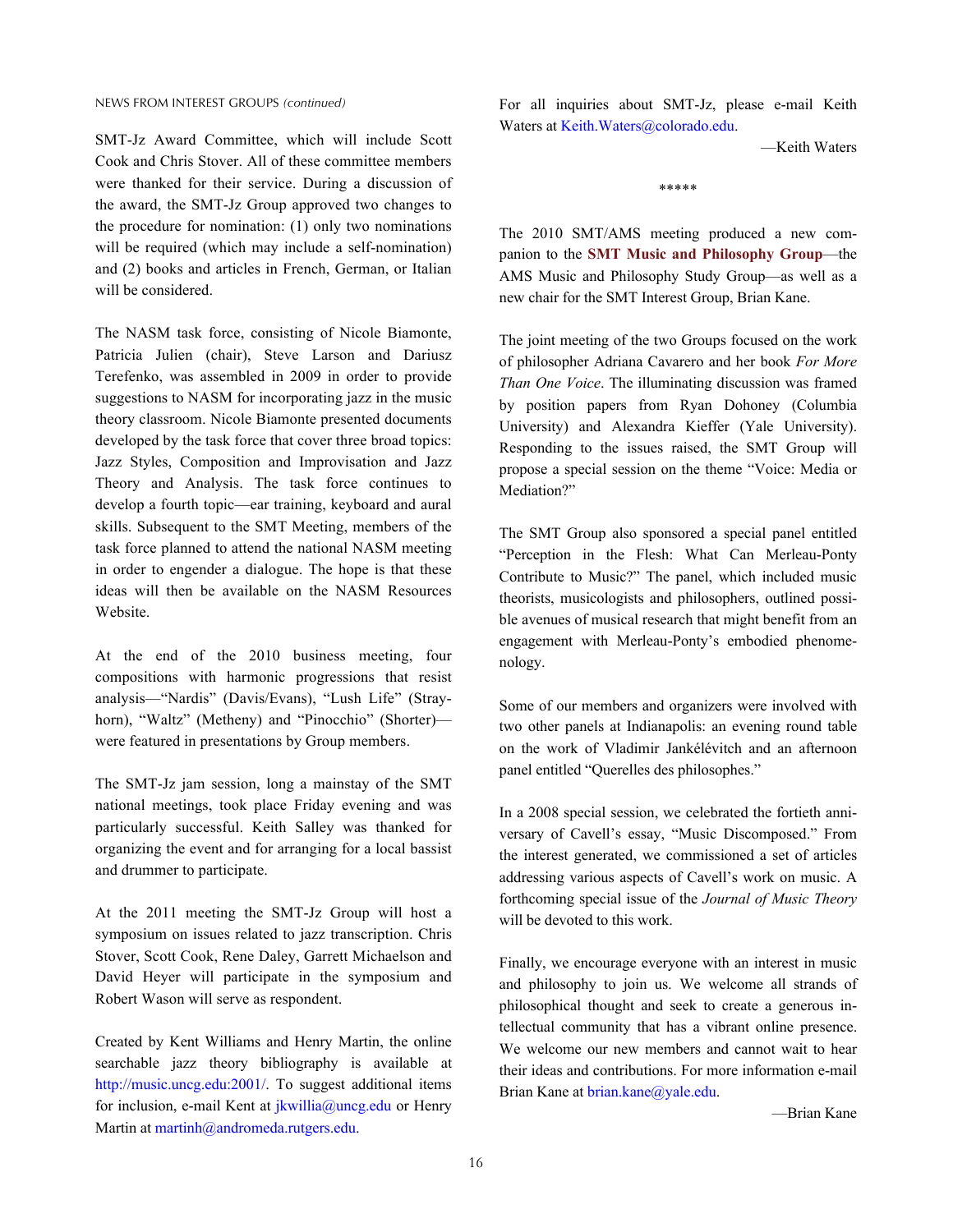NEWS FROM INTEREST GROUPS *(continued)*

SMT-Jz Award Committee, which will include Scott Cook and Chris Stover. All of these committee members were thanked for their service. During a discussion of the award, the SMT-Jz Group approved two changes to the procedure for nomination: (1) only two nominations will be required (which may include a self-nomination) and (2) books and articles in French, German, or Italian will be considered.

The NASM task force, consisting of Nicole Biamonte, Patricia Julien (chair), Steve Larson and Dariusz Terefenko, was assembled in 2009 in order to provide suggestions to NASM for incorporating jazz in the music theory classroom. Nicole Biamonte presented documents developed by the task force that cover three broad topics: Jazz Styles, Composition and Improvisation and Jazz Theory and Analysis. The task force continues to develop a fourth topic—ear training, keyboard and aural skills. Subsequent to the SMT Meeting, members of the task force planned to attend the national NASM meeting in order to engender a dialogue. The hope is that these ideas will then be available on the NASM Resources Website.

At the end of the 2010 business meeting, four compositions with harmonic progressions that resist analysis—"Nardis" (Davis/Evans), "Lush Life" (Strayhorn), "Waltz" (Metheny) and "Pinocchio" (Shorter)—were featured in presentations by Group members.

The SMT-Jz jam session, long a mainstay of the SMT national meetings, took place Friday evening and was particularly successful. Keith Salley was thanked for organizing the event and for arranging for a local bassist and drummer to participate.

At the 2011 meeting the SMT-Jz Group will host a symposium on issues related to jazz transcription. Chris Stover, Scott Cook, Rene Daley, Garrett Michaelson and David Heyer will participate in the symposium and Robert Wason will serve as respondent.

Created by Kent Williams and Henry Martin, the online searchable jazz theory bibliography is available at http://music.uncg.edu:2001/. To suggest additional items for inclusion, e-mail Kent at jkwillia@uncg.edu or Henry Martin at martinh@andromeda.rutgers.edu.

For all inquiries about SMT-Jz, please e-mail Keith Waters at Keith.Waters@colorado.edu.

—Keith Waters

*****

The 2010 SMT/AMS meeting produced a new companion to the **SMT Music and Philosophy Group**—the AMS Music and Philosophy Study Group—as well as a new chair for the SMT Interest Group, Brian Kane.

The joint meeting of the two Groups focused on the work of philosopher Adriana Cavarero and her book *For More Than One Voice*. The illuminating discussion was framed by position papers from Ryan Dohoney (Columbia University) and Alexandra Kieffer (Yale University). Responding to the issues raised, the SMT Group will propose a special session on the theme "Voice: Media or Mediation?"

The SMT Group also sponsored a special panel entitled "Perception in the Flesh: What Can Merleau-Ponty Contribute to Music?" The panel, which included music theorists, musicologists and philosophers, outlined possible avenues of musical research that might benefit from an engagement with Merleau-Ponty's embodied phenomenology.

Some of our members and organizers were involved with two other panels at Indianapolis: an evening round table on the work of Vladimir Jankélévitch and an afternoon panel entitled "Querelles des philosophes."

In a 2008 special session, we celebrated the fortieth anniversary of Cavell's essay, "Music Discomposed." From the interest generated, we commissioned a set of articles addressing various aspects of Cavell's work on music. A forthcoming special issue of the *Journal of Music Theory* will be devoted to this work.

Finally, we encourage everyone with an interest in music and philosophy to join us. We welcome all strands of philosophical thought and seek to create a generous intellectual community that has a vibrant online presence. We welcome our new members and cannot wait to hear their ideas and contributions. For more information e-mail Brian Kane at brian.kane@yale.edu.

—Brian Kane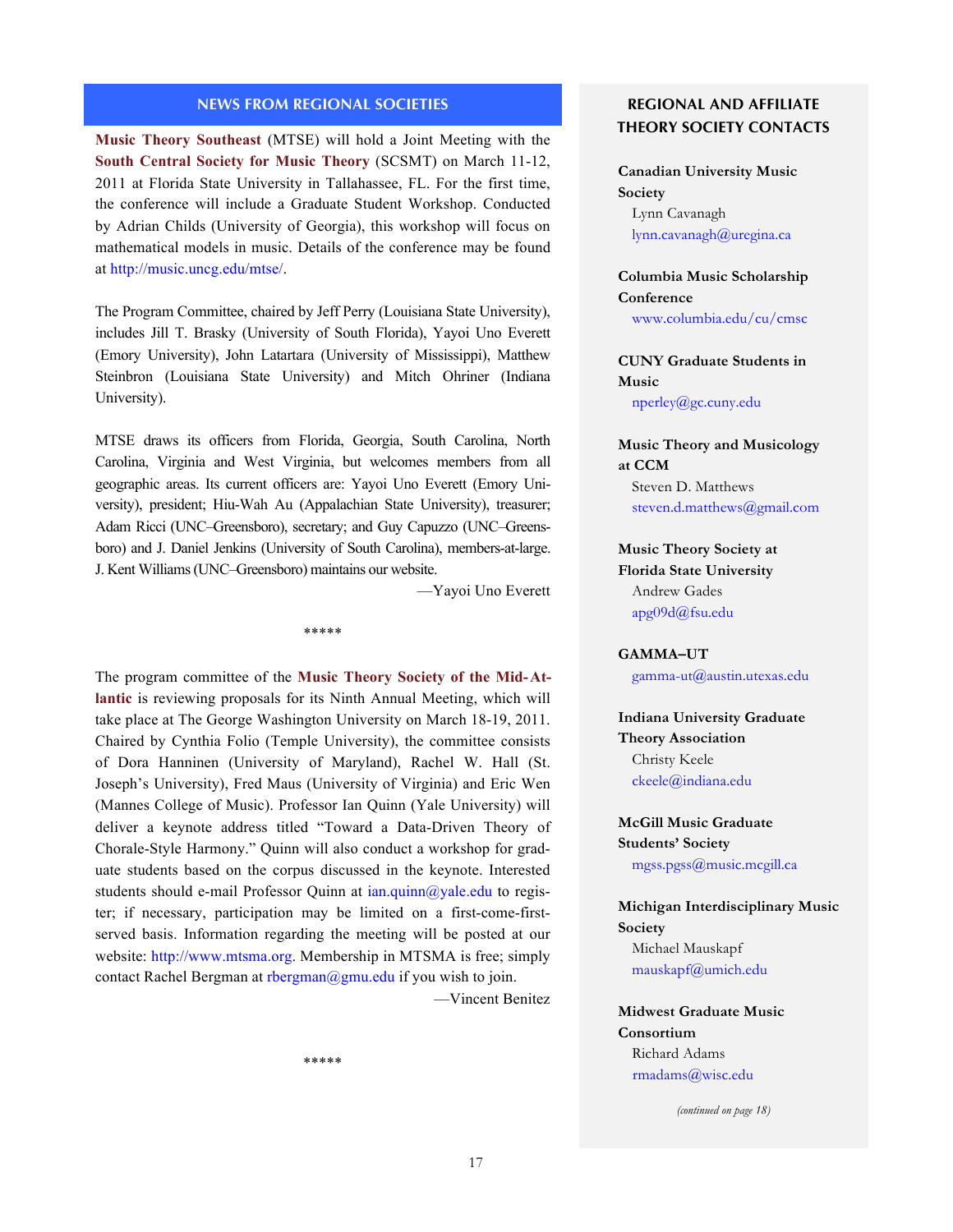## NEWS FROM REGIONAL SOCIETIES

**Music Theory Southeast** (MTSE) will hold a Joint Meeting with the **South Central Society for Music Theory** (SCSMT) on March 11-12, 2011 at Florida State University in Tallahassee, FL. For the first time, the conference will include a Graduate Student Workshop. Conducted by Adrian Childs (University of Georgia), this workshop will focus on mathematical models in music. Details of the conference may be found at http://music.uncg.edu/mtse/.

The Program Committee, chaired by Jeff Perry (Louisiana State University), includes Jill T. Brasky (University of South Florida), Yayoi Uno Everett (Emory University), John Latartara (University of Mississippi), Matthew Steinbron (Louisiana State University) and Mitch Ohriner (Indiana University).

MTSE draws its officers from Florida, Georgia, South Carolina, North Carolina, Virginia and West Virginia, but welcomes members from all geographic areas. Its current officers are: Yayoi Uno Everett (Emory University), president; Hiu-Wah Au (Appalachian State University), treasurer; Adam Ricci (UNC–Greensboro), secretary; and Guy Capuzzo (UNC–Greensboro) and J. Daniel Jenkins (University of South Carolina), members-at-large. J. Kent Williams (UNC–Greensboro) maintains our website.

—Yayoi Uno Everett

*****

The program committee of the **Music Theory Society of the Mid-Atlantic** is reviewing proposals for its Ninth Annual Meeting, which will take place at The George Washington University on March 18-19, 2011. Chaired by Cynthia Folio (Temple University), the committee consists of Dora Hanninen (University of Maryland), Rachel W. Hall (St. Joseph's University), Fred Maus (University of Virginia) and Eric Wen (Mannes College of Music). Professor Ian Quinn (Yale University) will deliver a keynote address titled "Toward a Data-Driven Theory of Chorale-Style Harmony." Quinn will also conduct a workshop for graduate students based on the corpus discussed in the keynote. Interested students should e-mail Professor Quinn at ian.quinn@yale.edu to register; if necessary, participation may be limited on a first-come-first-served basis. Information regarding the meeting will be posted at our website: http://www.mtsma.org. Membership in MTSMA is free; simply contact Rachel Bergman at rbergman@gmu.edu if you wish to join.

—Vincent Benitez

*****

## REGIONAL AND AFFILIATE THEORY SOCIETY CONTACTS

**Canadian University Music Society**
Lynn Cavanagh
lynn.cavanagh@uregina.ca

**Columbia Music Scholarship Conference**
www.columbia.edu/cu/cmsc

**CUNY Graduate Students in Music**
nperley@gc.cuny.edu

**Music Theory and Musicology at CCM**
Steven D. Matthews
steven.d.matthews@gmail.com

**Music Theory Society at Florida State University**
Andrew Gades
apg09d@fsu.edu

**GAMMA–UT**
gamma-ut@austin.utexas.edu

**Indiana University Graduate Theory Association**
Christy Keele
ckeele@indiana.edu

**McGill Music Graduate Students' Society**
mgss.pgss@music.mcgill.ca

**Michigan Interdisciplinary Music Society**
Michael Mauskapf
mauskapf@umich.edu

**Midwest Graduate Music Consortium**
Richard Adams
rmadams@wisc.edu

*(continued on page 18)*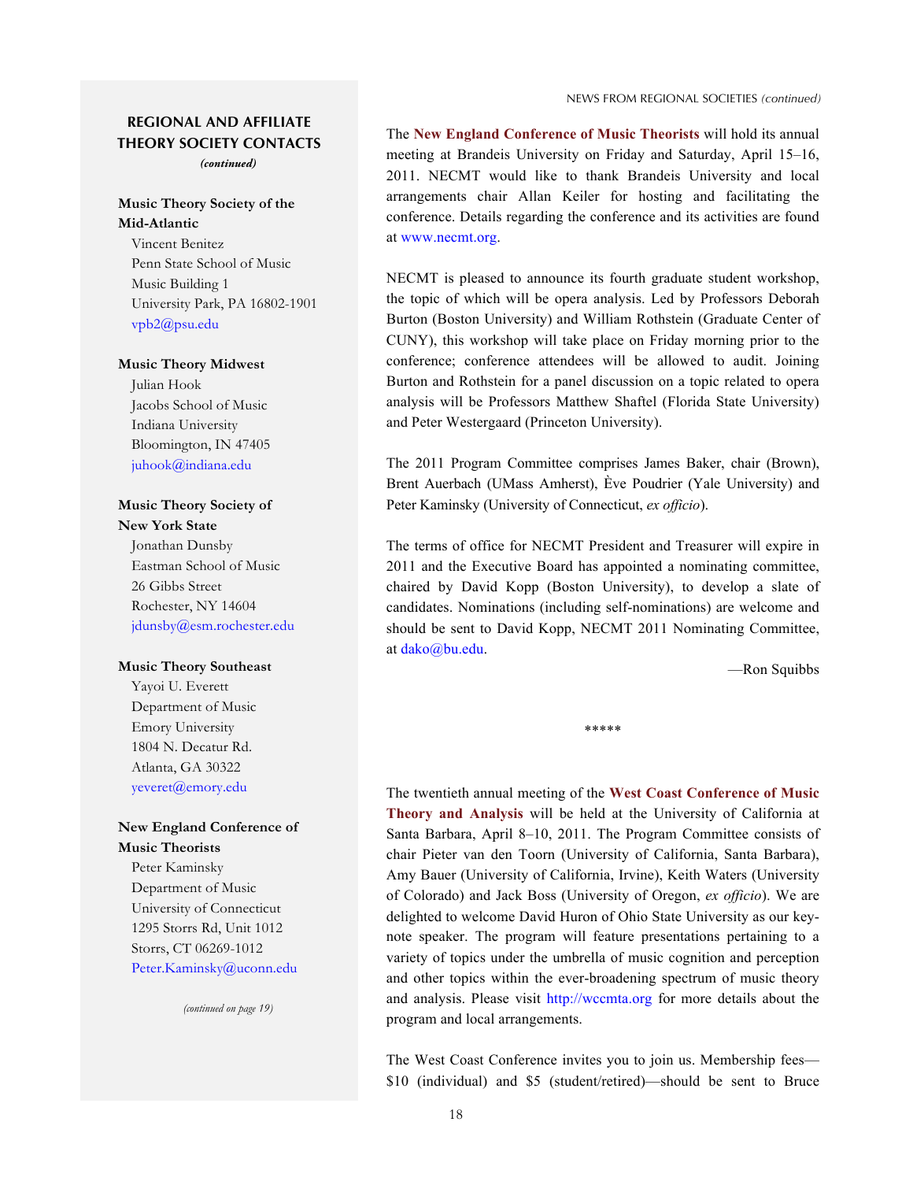## REGIONAL AND AFFILIATE THEORY SOCIETY CONTACTS

*(continued)*

**Music Theory Society of the Mid-Atlantic**
Vincent Benitez
Penn State School of Music
Music Building 1
University Park, PA 16802-1901
vpb2@psu.edu

**Music Theory Midwest**
Julian Hook
Jacobs School of Music
Indiana University
Bloomington, IN 47405
juhook@indiana.edu

**Music Theory Society of New York State**
Jonathan Dunsby
Eastman School of Music
26 Gibbs Street
Rochester, NY 14604
jdunsby@esm.rochester.edu

**Music Theory Southeast**
Yayoi U. Everett
Department of Music
Emory University
1804 N. Decatur Rd.
Atlanta, GA 30322
yeveret@emory.edu

**New England Conference of Music Theorists**
Peter Kaminsky
Department of Music
University of Connecticut
1295 Storrs Rd, Unit 1012
Storrs, CT 06269-1012
Peter.Kaminsky@uconn.edu

*(continued on page 19)*

---

The **New England Conference of Music Theorists** will hold its annual meeting at Brandeis University on Friday and Saturday, April 15–16, 2011. NECMT would like to thank Brandeis University and local arrangements chair Allan Keiler for hosting and facilitating the conference. Details regarding the conference and its activities are found at www.necmt.org.

NECMT is pleased to announce its fourth graduate student workshop, the topic of which will be opera analysis. Led by Professors Deborah Burton (Boston University) and William Rothstein (Graduate Center of CUNY), this workshop will take place on Friday morning prior to the conference; conference attendees will be allowed to audit. Joining Burton and Rothstein for a panel discussion on a topic related to opera analysis will be Professors Matthew Shaftel (Florida State University) and Peter Westergaard (Princeton University).

The 2011 Program Committee comprises James Baker, chair (Brown), Brent Auerbach (UMass Amherst), Ève Poudrier (Yale University) and Peter Kaminsky (University of Connecticut, *ex officio*).

The terms of office for NECMT President and Treasurer will expire in 2011 and the Executive Board has appointed a nominating committee, chaired by David Kopp (Boston University), to develop a slate of candidates. Nominations (including self-nominations) are welcome and should be sent to David Kopp, NECMT 2011 Nominating Committee, at dako@bu.edu.

—Ron Squibbs

\*\*\*\*\*

The twentieth annual meeting of the **West Coast Conference of Music Theory and Analysis** will be held at the University of California at Santa Barbara, April 8–10, 2011. The Program Committee consists of chair Pieter van den Toorn (University of California, Santa Barbara), Amy Bauer (University of California, Irvine), Keith Waters (University of Colorado) and Jack Boss (University of Oregon, *ex officio*). We are delighted to welcome David Huron of Ohio State University as our keynote speaker. The program will feature presentations pertaining to a variety of topics under the umbrella of music cognition and perception and other topics within the ever-broadening spectrum of music theory and analysis. Please visit http://wccmta.org for more details about the program and local arrangements.

The West Coast Conference invites you to join us. Membership fees—$10 (individual) and $5 (student/retired)—should be sent to Bruce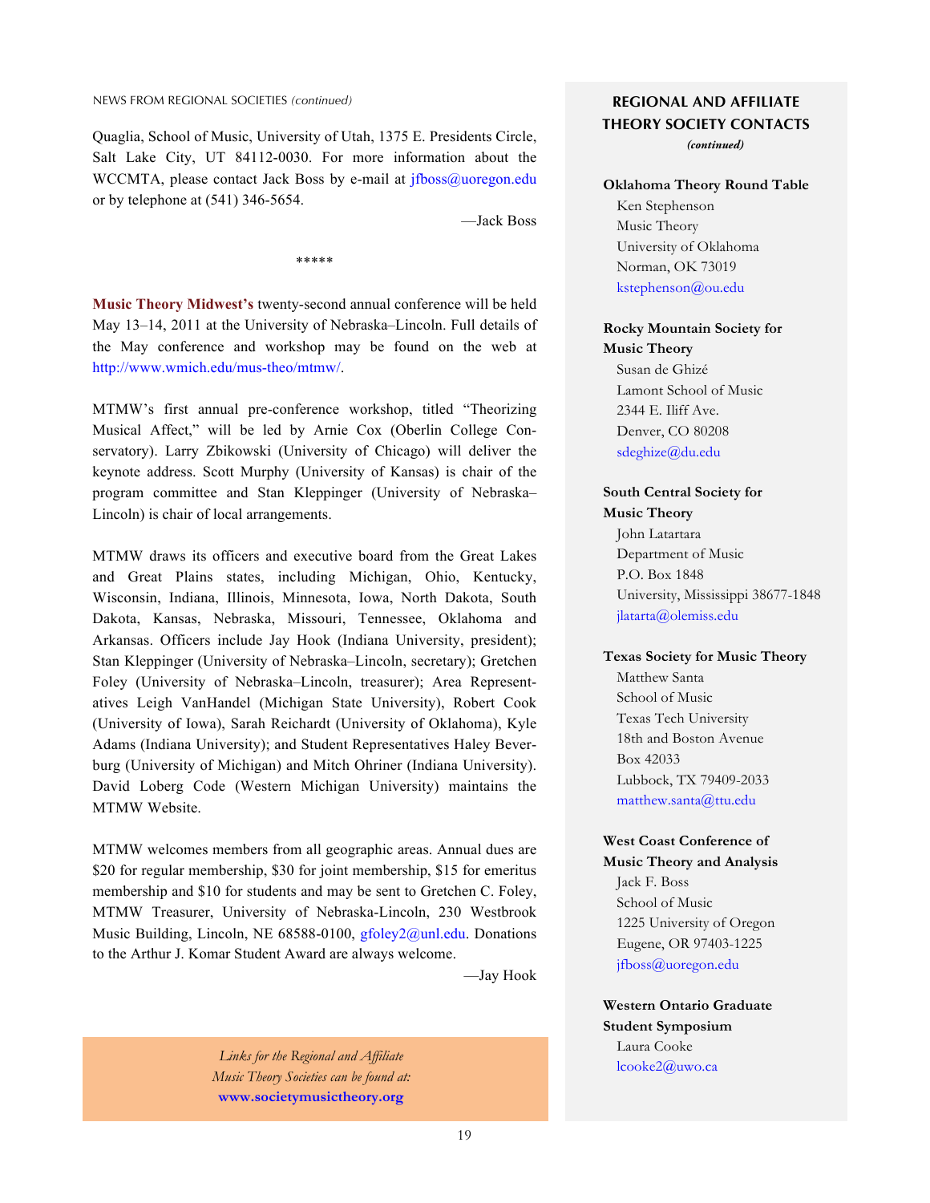NEWS FROM REGIONAL SOCIETIES *(continued)*

Quaglia, School of Music, University of Utah, 1375 E. Presidents Circle, Salt Lake City, UT 84112-0030. For more information about the WCCMTA, please contact Jack Boss by e-mail at jfboss@uoregon.edu or by telephone at (541) 346-5654.

—Jack Boss

\*\*\*\*\*

**Music Theory Midwest's** twenty-second annual conference will be held May 13–14, 2011 at the University of Nebraska–Lincoln. Full details of the May conference and workshop may be found on the web at http://www.wmich.edu/mus-theo/mtmw/.

MTMW's first annual pre-conference workshop, titled "Theorizing Musical Affect," will be led by Arnie Cox (Oberlin College Conservatory). Larry Zbikowski (University of Chicago) will deliver the keynote address. Scott Murphy (University of Kansas) is chair of the program committee and Stan Kleppinger (University of Nebraska–Lincoln) is chair of local arrangements.

MTMW draws its officers and executive board from the Great Lakes and Great Plains states, including Michigan, Ohio, Kentucky, Wisconsin, Indiana, Illinois, Minnesota, Iowa, North Dakota, South Dakota, Kansas, Nebraska, Missouri, Tennessee, Oklahoma and Arkansas. Officers include Jay Hook (Indiana University, president); Stan Kleppinger (University of Nebraska–Lincoln, secretary); Gretchen Foley (University of Nebraska–Lincoln, treasurer); Area Representatives Leigh VanHandel (Michigan State University), Robert Cook (University of Iowa), Sarah Reichardt (University of Oklahoma), Kyle Adams (Indiana University); and Student Representatives Haley Beverburg (University of Michigan) and Mitch Ohriner (Indiana University). David Loberg Code (Western Michigan University) maintains the MTMW Website.

MTMW welcomes members from all geographic areas. Annual dues are \$20 for regular membership, \$30 for joint membership, \$15 for emeritus membership and \$10 for students and may be sent to Gretchen C. Foley, MTMW Treasurer, University of Nebraska-Lincoln, 230 Westbrook Music Building, Lincoln, NE 68588-0100, gfoley2@unl.edu. Donations to the Arthur J. Komar Student Award are always welcome.

—Jay Hook

*Links for the Regional and Affiliate Music Theory Societies can be found at:*
**www.societymusictheory.org**

## REGIONAL AND AFFILIATE THEORY SOCIETY CONTACTS
*(continued)*

**Oklahoma Theory Round Table**
Ken Stephenson
Music Theory
University of Oklahoma
Norman, OK 73019
kstephenson@ou.edu

**Rocky Mountain Society for Music Theory**
Susan de Ghizé
Lamont School of Music
2344 E. Iliff Ave.
Denver, CO 80208
sdeghize@du.edu

**South Central Society for Music Theory**
John Latartara
Department of Music
P.O. Box 1848
University, Mississippi 38677-1848
jlatarta@olemiss.edu

**Texas Society for Music Theory**
Matthew Santa
School of Music
Texas Tech University
18th and Boston Avenue
Box 42033
Lubbock, TX 79409-2033
matthew.santa@ttu.edu

**West Coast Conference of Music Theory and Analysis**
Jack F. Boss
School of Music
1225 University of Oregon
Eugene, OR 97403-1225
jfboss@uoregon.edu

**Western Ontario Graduate Student Symposium**
Laura Cooke
lcooke2@uwo.ca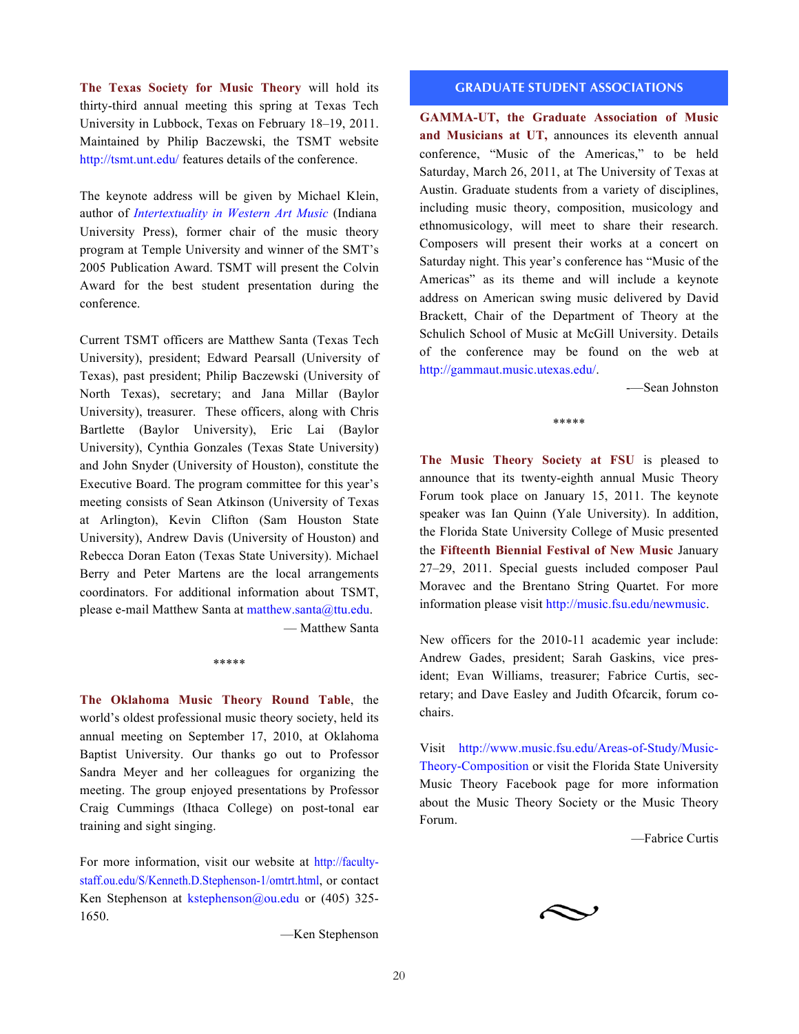**The Texas Society for Music Theory** will hold its thirty-third annual meeting this spring at Texas Tech University in Lubbock, Texas on February 18–19, 2011. Maintained by Philip Baczewski, the TSMT website http://tsmt.unt.edu/ features details of the conference.

The keynote address will be given by Michael Klein, author of *Intertextuality in Western Art Music* (Indiana University Press), former chair of the music theory program at Temple University and winner of the SMT's 2005 Publication Award. TSMT will present the Colvin Award for the best student presentation during the conference.

Current TSMT officers are Matthew Santa (Texas Tech University), president; Edward Pearsall (University of Texas), past president; Philip Baczewski (University of North Texas), secretary; and Jana Millar (Baylor University), treasurer. These officers, along with Chris Bartlette (Baylor University), Eric Lai (Baylor University), Cynthia Gonzales (Texas State University) and John Snyder (University of Houston), constitute the Executive Board. The program committee for this year's meeting consists of Sean Atkinson (University of Texas at Arlington), Kevin Clifton (Sam Houston State University), Andrew Davis (University of Houston) and Rebecca Doran Eaton (Texas State University). Michael Berry and Peter Martens are the local arrangements coordinators. For additional information about TSMT, please e-mail Matthew Santa at matthew.santa@ttu.edu.

— Matthew Santa

\*\*\*\*\*

**The Oklahoma Music Theory Round Table**, the world's oldest professional music theory society, held its annual meeting on September 17, 2010, at Oklahoma Baptist University. Our thanks go out to Professor Sandra Meyer and her colleagues for organizing the meeting. The group enjoyed presentations by Professor Craig Cummings (Ithaca College) on post-tonal ear training and sight singing.

For more information, visit our website at http://faculty-staff.ou.edu/S/Kenneth.D.Stephenson-1/omtrt.html, or contact Ken Stephenson at kstephenson@ou.edu or (405) 325-1650.

—Ken Stephenson

## GRADUATE STUDENT ASSOCIATIONS

**GAMMA-UT, the Graduate Association of Music and Musicians at UT,** announces its eleventh annual conference, "Music of the Americas," to be held Saturday, March 26, 2011, at The University of Texas at Austin. Graduate students from a variety of disciplines, including music theory, composition, musicology and ethnomusicology, will meet to share their research. Composers will present their works at a concert on Saturday night. This year's conference has "Music of the Americas" as its theme and will include a keynote address on American swing music delivered by David Brackett, Chair of the Department of Theory at the Schulich School of Music at McGill University. Details of the conference may be found on the web at http://gammaut.music.utexas.edu/.

—Sean Johnston

\*\*\*\*\*

**The Music Theory Society at FSU** is pleased to announce that its twenty-eighth annual Music Theory Forum took place on January 15, 2011. The keynote speaker was Ian Quinn (Yale University). In addition, the Florida State University College of Music presented the **Fifteenth Biennial Festival of New Music** January 27–29, 2011. Special guests included composer Paul Moravec and the Brentano String Quartet. For more information please visit http://music.fsu.edu/newmusic.

New officers for the 2010-11 academic year include: Andrew Gades, president; Sarah Gaskins, vice president; Evan Williams, treasurer; Fabrice Curtis, secretary; and Dave Easley and Judith Ofcarcik, forum co-chairs.

Visit http://www.music.fsu.edu/Areas-of-Study/Music-Theory-Composition or visit the Florida State University Music Theory Facebook page for more information about the Music Theory Society or the Music Theory Forum.

—Fabrice Curtis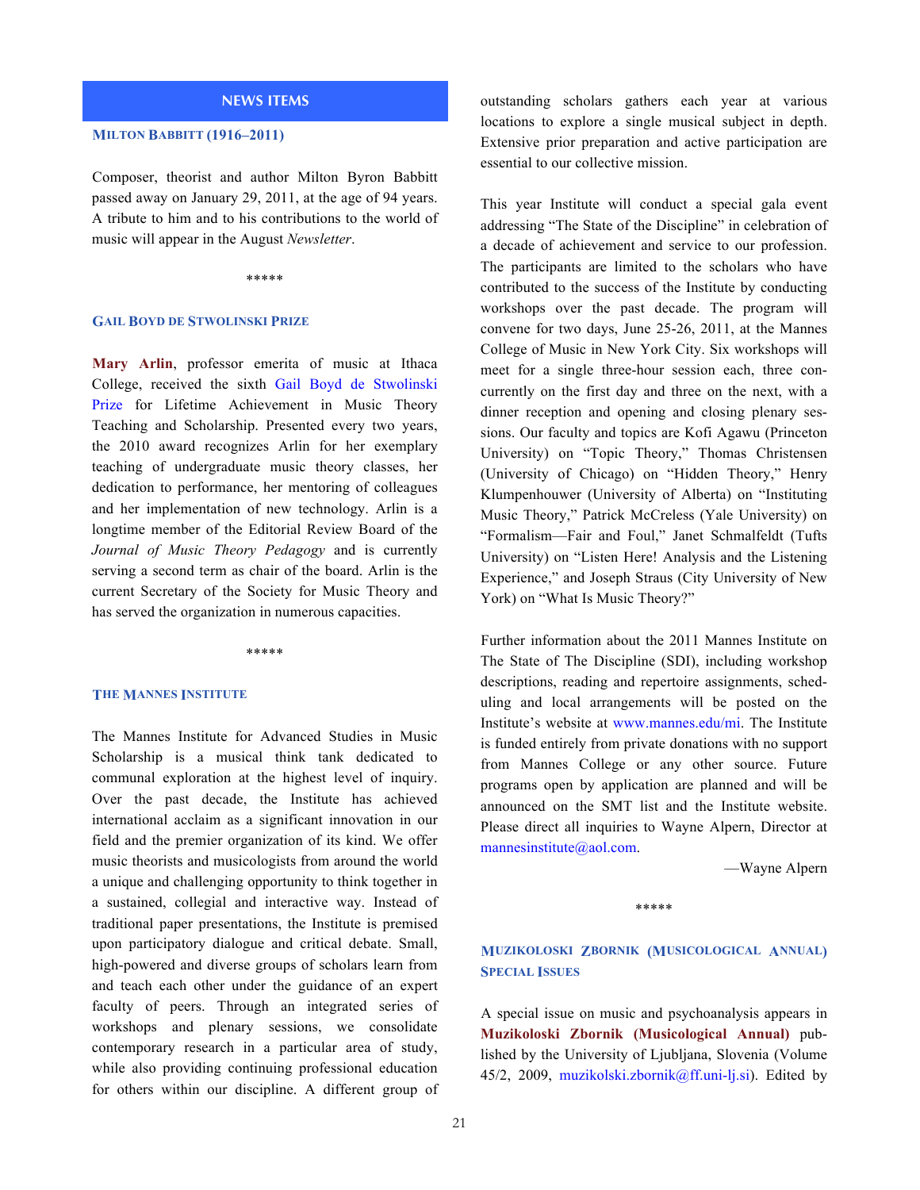## NEWS ITEMS

### MILTON BABBITT (1916–2011)

Composer, theorist and author Milton Byron Babbitt passed away on January 29, 2011, at the age of 94 years. A tribute to him and to his contributions to the world of music will appear in the August *Newsletter*.

*****

### GAIL BOYD DE STWOLINSKI PRIZE

**Mary Arlin**, professor emerita of music at Ithaca College, received the sixth Gail Boyd de Stwolinski Prize for Lifetime Achievement in Music Theory Teaching and Scholarship. Presented every two years, the 2010 award recognizes Arlin for her exemplary teaching of undergraduate music theory classes, her dedication to performance, her mentoring of colleagues and her implementation of new technology. Arlin is a longtime member of the Editorial Review Board of the *Journal of Music Theory Pedagogy* and is currently serving a second term as chair of the board. Arlin is the current Secretary of the Society for Music Theory and has served the organization in numerous capacities.

*****

### THE MANNES INSTITUTE

The Mannes Institute for Advanced Studies in Music Scholarship is a musical think tank dedicated to communal exploration at the highest level of inquiry. Over the past decade, the Institute has achieved international acclaim as a significant innovation in our field and the premier organization of its kind. We offer music theorists and musicologists from around the world a unique and challenging opportunity to think together in a sustained, collegial and interactive way. Instead of traditional paper presentations, the Institute is premised upon participatory dialogue and critical debate. Small, high-powered and diverse groups of scholars learn from and teach each other under the guidance of an expert faculty of peers. Through an integrated series of workshops and plenary sessions, we consolidate contemporary research in a particular area of study, while also providing continuing professional education for others within our discipline. A different group of outstanding scholars gathers each year at various locations to explore a single musical subject in depth. Extensive prior preparation and active participation are essential to our collective mission.

This year Institute will conduct a special gala event addressing "The State of the Discipline" in celebration of a decade of achievement and service to our profession. The participants are limited to the scholars who have contributed to the success of the Institute by conducting workshops over the past decade. The program will convene for two days, June 25-26, 2011, at the Mannes College of Music in New York City. Six workshops will meet for a single three-hour session each, three concurrently on the first day and three on the next, with a dinner reception and opening and closing plenary sessions. Our faculty and topics are Kofi Agawu (Princeton University) on "Topic Theory," Thomas Christensen (University of Chicago) on "Hidden Theory," Henry Klumpenhouwer (University of Alberta) on "Instituting Music Theory," Patrick McCreless (Yale University) on "Formalism—Fair and Foul," Janet Schmalfeldt (Tufts University) on "Listen Here! Analysis and the Listening Experience," and Joseph Straus (City University of New York) on "What Is Music Theory?"

Further information about the 2011 Mannes Institute on The State of The Discipline (SDI), including workshop descriptions, reading and repertoire assignments, scheduling and local arrangements will be posted on the Institute's website at www.mannes.edu/mi. The Institute is funded entirely from private donations with no support from Mannes College or any other source. Future programs open by application are planned and will be announced on the SMT list and the Institute website. Please direct all inquiries to Wayne Alpern, Director at mannesinstitute@aol.com.

—Wayne Alpern

*****

### MUZIKOLOSKI ZBORNIK (MUSICOLOGICAL ANNUAL) SPECIAL ISSUES

A special issue on music and psychoanalysis appears in **Muzikoloski Zbornik (Musicological Annual)** published by the University of Ljubljana, Slovenia (Volume 45/2, 2009, muzikolski.zbornik@ff.uni-lj.si). Edited by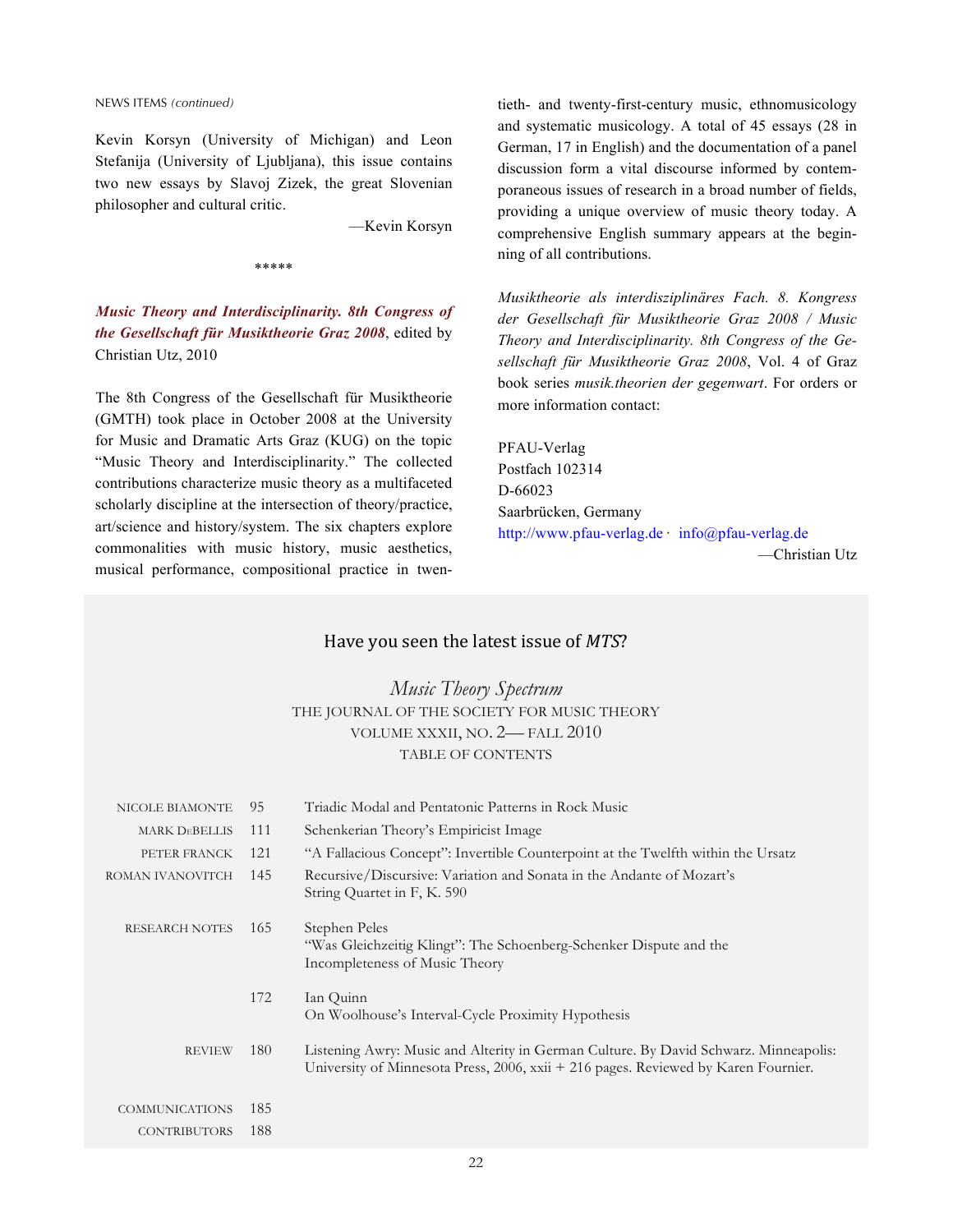NEWS ITEMS *(continued)*

Kevin Korsyn (University of Michigan) and Leon Stefanija (University of Ljubljana), this issue contains two new essays by Slavoj Zizek, the great Slovenian philosopher and cultural critic.

—Kevin Korsyn

\*\*\*\*\*

***Music Theory and Interdisciplinarity. 8th Congress of the Gesellschaft für Musiktheorie Graz 2008***, edited by Christian Utz, 2010

The 8th Congress of the Gesellschaft für Musiktheorie (GMTH) took place in October 2008 at the University for Music and Dramatic Arts Graz (KUG) on the topic "Music Theory and Interdisciplinarity." The collected contributions characterize music theory as a multifaceted scholarly discipline at the intersection of theory/practice, art/science and history/system. The six chapters explore commonalities with music history, music aesthetics, musical performance, compositional practice in twentieth- and twenty-first-century music, ethnomusicology and systematic musicology. A total of 45 essays (28 in German, 17 in English) and the documentation of a panel discussion form a vital discourse informed by contemporaneous issues of research in a broad number of fields, providing a unique overview of music theory today. A comprehensive English summary appears at the beginning of all contributions.

*Musiktheorie als interdisziplinäres Fach. 8. Kongress der Gesellschaft für Musiktheorie Graz 2008 / Music Theory and Interdisciplinarity. 8th Congress of the Gesellschaft für Musiktheorie Graz 2008*, Vol. 4 of Graz book series *musik.theorien der gegenwart*. For orders or more information contact:

PFAU-Verlag
Postfach 102314
D-66023
Saarbrücken, Germany
http://www.pfau-verlag.de · info@pfau-verlag.de

—Christian Utz

## Have you seen the latest issue of *MTS*?

*Music Theory Spectrum*
THE JOURNAL OF THE SOCIETY FOR MUSIC THEORY
VOLUME XXXII, NO. 2— FALL 2010
TABLE OF CONTENTS

| | | |
|---|---|---|
| NICOLE BIAMONTE | 95 | Triadic Modal and Pentatonic Patterns in Rock Music |
| MARK DeBELLIS | 111 | Schenkerian Theory's Empiricist Image |
| PETER FRANCK | 121 | "A Fallacious Concept": Invertible Counterpoint at the Twelfth within the Ursatz |
| ROMAN IVANOVITCH | 145 | Recursive/Discursive: Variation and Sonata in the Andante of Mozart's String Quartet in F, K. 590 |
| RESEARCH NOTES | 165 | Stephen Peles<br>"Was Gleichzeitig Klingt": The Schoenberg-Schenker Dispute and the Incompleteness of Music Theory |
| | 172 | Ian Quinn<br>On Woolhouse's Interval-Cycle Proximity Hypothesis |
| REVIEW | 180 | Listening Awry: Music and Alterity in German Culture. By David Schwarz. Minneapolis: University of Minnesota Press, 2006, xxii + 216 pages. Reviewed by Karen Fournier. |
| COMMUNICATIONS | 185 | |
| CONTRIBUTORS | 188 | |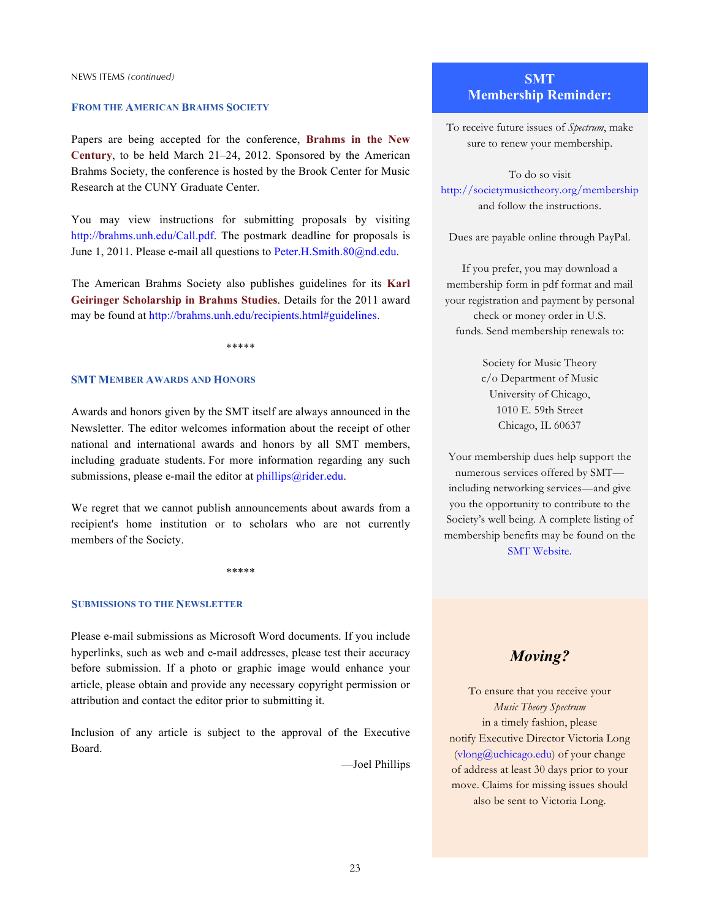NEWS ITEMS *(continued)*

### From the American Brahms Society

Papers are being accepted for the conference, **Brahms in the New Century**, to be held March 21–24, 2012. Sponsored by the American Brahms Society, the conference is hosted by the Brook Center for Music Research at the CUNY Graduate Center.

You may view instructions for submitting proposals by visiting http://brahms.unh.edu/Call.pdf. The postmark deadline for proposals is June 1, 2011. Please e-mail all questions to Peter.H.Smith.80@nd.edu.

The American Brahms Society also publishes guidelines for its **Karl Geiringer Scholarship in Brahms Studies**. Details for the 2011 award may be found at http://brahms.unh.edu/recipients.html#guidelines.

*****

### SMT Member Awards and Honors

Awards and honors given by the SMT itself are always announced in the Newsletter. The editor welcomes information about the receipt of other national and international awards and honors by all SMT members, including graduate students. For more information regarding any such submissions, please e-mail the editor at phillips@rider.edu.

We regret that we cannot publish announcements about awards from a recipient's home institution or to scholars who are not currently members of the Society.

*****

### Submissions to the Newsletter

Please e-mail submissions as Microsoft Word documents. If you include hyperlinks, such as web and e-mail addresses, please test their accuracy before submission. If a photo or graphic image would enhance your article, please obtain and provide any necessary copyright permission or attribution and contact the editor prior to submitting it.

Inclusion of any article is subject to the approval of the Executive Board.

—Joel Phillips

## SMT Membership Reminder:

To receive future issues of *Spectrum*, make sure to renew your membership.

To do so visit http://societymusictheory.org/membership and follow the instructions.

Dues are payable online through PayPal.

If you prefer, you may download a membership form in pdf format and mail your registration and payment by personal check or money order in U.S. funds. Send membership renewals to:

Society for Music Theory
c/o Department of Music
University of Chicago,
1010 E. 59th Street
Chicago, IL 60637

Your membership dues help support the numerous services offered by SMT—including networking services—and give you the opportunity to contribute to the Society's well being. A complete listing of membership benefits may be found on the SMT Website.

## *Moving?*

To ensure that you receive your *Music Theory Spectrum* in a timely fashion, please notify Executive Director Victoria Long (vlong@uchicago.edu) of your change of address at least 30 days prior to your move. Claims for missing issues should also be sent to Victoria Long.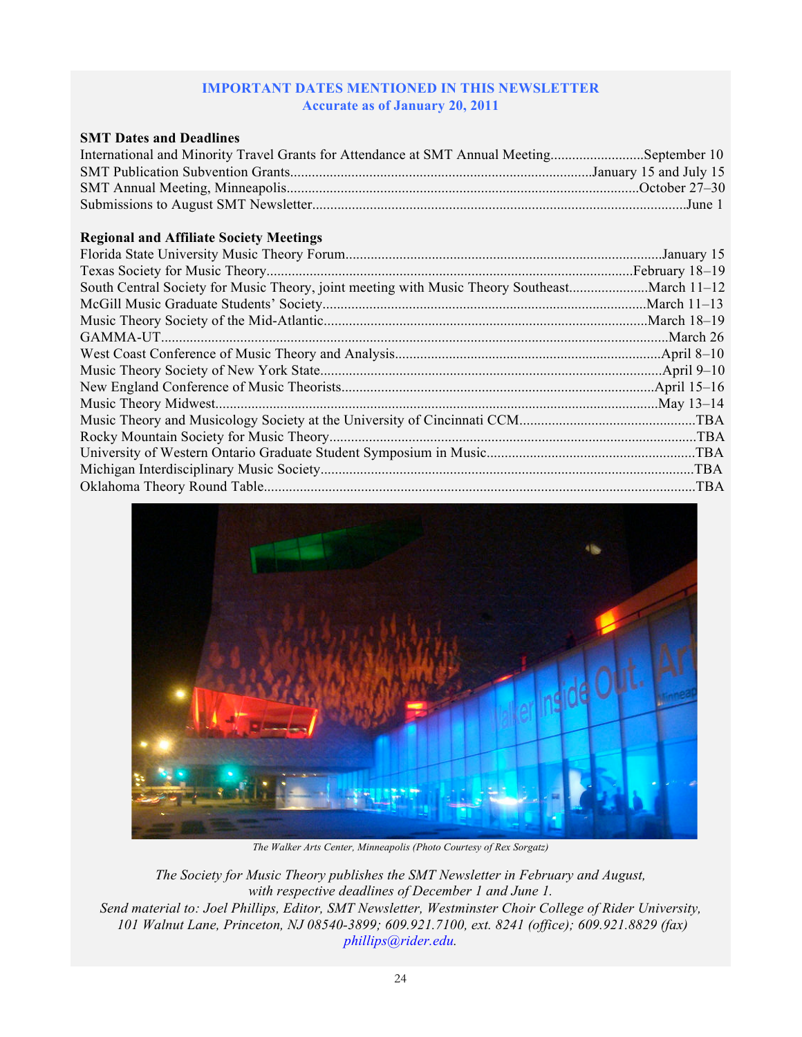## IMPORTANT DATES MENTIONED IN THIS NEWSLETTER
**Accurate as of January 20, 2011**

### SMT Dates and Deadlines

| | |
|---|---|
| International and Minority Travel Grants for Attendance at SMT Annual Meeting | September 10 |
| SMT Publication Subvention Grants | January 15 and July 15 |
| SMT Annual Meeting, Minneapolis | October 27–30 |
| Submissions to August SMT Newsletter | June 1 |

### Regional and Affiliate Society Meetings

| | |
|---|---|
| Florida State University Music Theory Forum | January 15 |
| Texas Society for Music Theory | February 18–19 |
| South Central Society for Music Theory, joint meeting with Music Theory Southeast | March 11–12 |
| McGill Music Graduate Students' Society | March 11–13 |
| Music Theory Society of the Mid-Atlantic | March 18–19 |
| GAMMA-UT | March 26 |
| West Coast Conference of Music Theory and Analysis | April 8–10 |
| Music Theory Society of New York State | April 9–10 |
| New England Conference of Music Theorists | April 15–16 |
| Music Theory Midwest | May 13–14 |
| Music Theory and Musicology Society at the University of Cincinnati CCM | TBA |
| Rocky Mountain Society for Music Theory | TBA |
| University of Western Ontario Graduate Student Symposium in Music | TBA |
| Michigan Interdisciplinary Music Society | TBA |
| Oklahoma Theory Round Table | TBA |

*The Walker Arts Center, Minneapolis (Photo Courtesy of Rex Sorgatz)*

*The Society for Music Theory publishes the SMT Newsletter in February and August, with respective deadlines of December 1 and June 1.*
*Send material to: Joel Phillips, Editor, SMT Newsletter, Westminster Choir College of Rider University, 101 Walnut Lane, Princeton, NJ 08540-3899; 609.921.7100, ext. 8241 (office); 609.921.8829 (fax) phillips@rider.edu.*